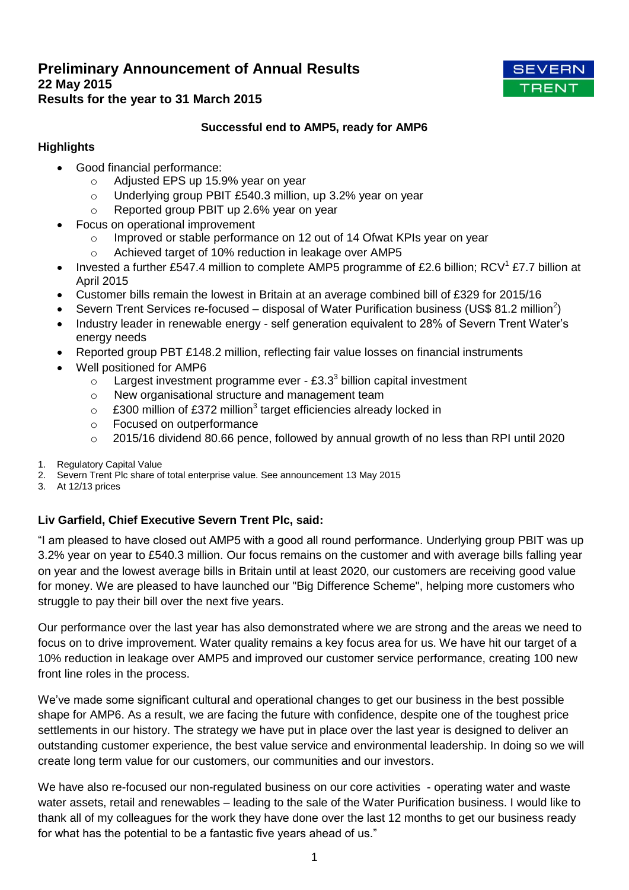# Preliminary Announcement of Annual Results

**22 May 2015**

**Results for the year to 31 March 2015**

SEVERN TRENT

**Successful end to AMP5, ready for AMP6**

## Highlights

- Good financial performance:
  - Adjusted EPS up 15.9% year on year
  - Underlying group PBIT £540.3 million, up 3.2% year on year
  - Reported group PBIT up 2.6% year on year
- Focus on operational improvement
  - Improved or stable performance on 12 out of 14 Ofwat KPIs year on year
  - Achieved target of 10% reduction in leakage over AMP5
- Invested a further £547.4 million to complete AMP5 programme of £2.6 billion; RCV[1] £7.7 billion at April 2015
- Customer bills remain the lowest in Britain at an average combined bill of £329 for 2015/16
- Severn Trent Services re-focused – disposal of Water Purification business (US$ 81.2 million[2])
- Industry leader in renewable energy - self generation equivalent to 28% of Severn Trent Water's energy needs
- Reported group PBT £148.2 million, reflecting fair value losses on financial instruments
- Well positioned for AMP6
  - Largest investment programme ever - £3.3[3] billion capital investment
  - New organisational structure and management team
  - £300 million of £372 million[3] target efficiencies already locked in
  - Focused on outperformance
  - 2015/16 dividend 80.66 pence, followed by annual growth of no less than RPI until 2020

1. Regulatory Capital Value
2. Severn Trent Plc share of total enterprise value. See announcement 13 May 2015
3. At 12/13 prices

**Liv Garfield, Chief Executive Severn Trent Plc, said:**

"I am pleased to have closed out AMP5 with a good all round performance. Underlying group PBIT was up 3.2% year on year to £540.3 million. Our focus remains on the customer and with average bills falling year on year and the lowest average bills in Britain until at least 2020, our customers are receiving good value for money. We are pleased to have launched our "Big Difference Scheme", helping more customers who struggle to pay their bill over the next five years.

Our performance over the last year has also demonstrated where we are strong and the areas we need to focus on to drive improvement. Water quality remains a key focus area for us. We have hit our target of a 10% reduction in leakage over AMP5 and improved our customer service performance, creating 100 new front line roles in the process.

We've made some significant cultural and operational changes to get our business in the best possible shape for AMP6. As a result, we are facing the future with confidence, despite one of the toughest price settlements in our history. The strategy we have put in place over the last year is designed to deliver an outstanding customer experience, the best value service and environmental leadership. In doing so we will create long term value for our customers, our communities and our investors.

We have also re-focused our non-regulated business on our core activities - operating water and waste water assets, retail and renewables – leading to the sale of the Water Purification business. I would like to thank all of my colleagues for the work they have done over the last 12 months to get our business ready for what has the potential to be a fantastic five years ahead of us."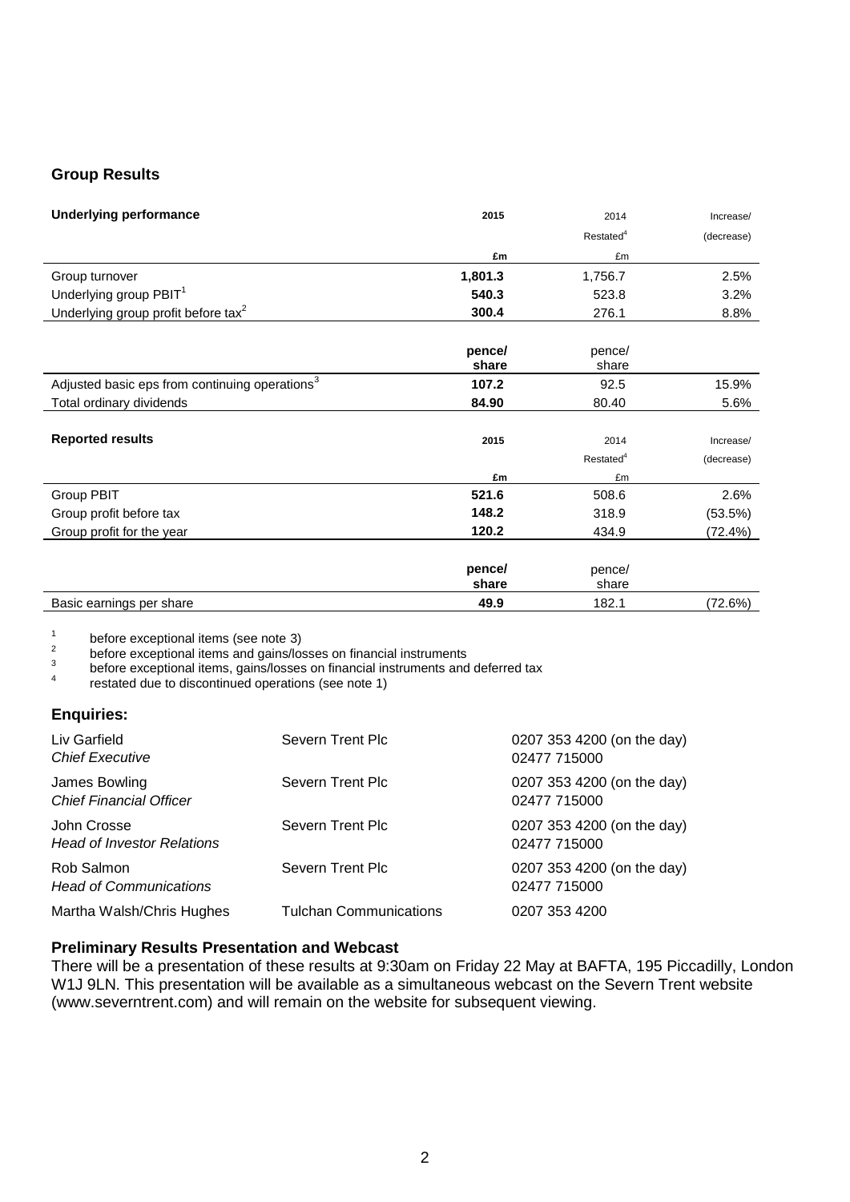## Group Results

| Underlying performance | 2015 | 2014 Restated[4] | Increase/ (decrease) |
|---|---|---|---|
| | £m | £m | |
| Group turnover | **1,801.3** | 1,756.7 | 2.5% |
| Underlying group PBIT[1] | **540.3** | 523.8 | 3.2% |
| Underlying group profit before tax[2] | **300.4** | 276.1 | 8.8% |
| | **pence/ share** | pence/ share | |
| Adjusted basic eps from continuing operations[3] | **107.2** | 92.5 | 15.9% |
| Total ordinary dividends | **84.90** | 80.40 | 5.6% |

| Reported results | 2015 | 2014 Restated[4] | Increase/ (decrease) |
|---|---|---|---|
| | £m | £m | |
| Group PBIT | **521.6** | 508.6 | 2.6% |
| Group profit before tax | **148.2** | 318.9 | (53.5%) |
| Group profit for the year | **120.2** | 434.9 | (72.4%) |
| | **pence/ share** | pence/ share | |
| Basic earnings per share | **49.9** | 182.1 | (72.6%) |

[1] before exceptional items (see note 3)
[2] before exceptional items and gains/losses on financial instruments
[3] before exceptional items, gains/losses on financial instruments and deferred tax
[4] restated due to discontinued operations (see note 1)

### Enquiries:

| | | |
|---|---|---|
| Liv Garfield<br>*Chief Executive* | Severn Trent Plc | 0207 353 4200 (on the day)<br>02477 715000 |
| James Bowling<br>*Chief Financial Officer* | Severn Trent Plc | 0207 353 4200 (on the day)<br>02477 715000 |
| John Crosse<br>*Head of Investor Relations* | Severn Trent Plc | 0207 353 4200 (on the day)<br>02477 715000 |
| Rob Salmon<br>*Head of Communications* | Severn Trent Plc | 0207 353 4200 (on the day)<br>02477 715000 |
| Martha Walsh/Chris Hughes | Tulchan Communications | 0207 353 4200 |

### Preliminary Results Presentation and Webcast

There will be a presentation of these results at 9:30am on Friday 22 May at BAFTA, 195 Piccadilly, London W1J 9LN. This presentation will be available as a simultaneous webcast on the Severn Trent website (www.severntrent.com) and will remain on the website for subsequent viewing.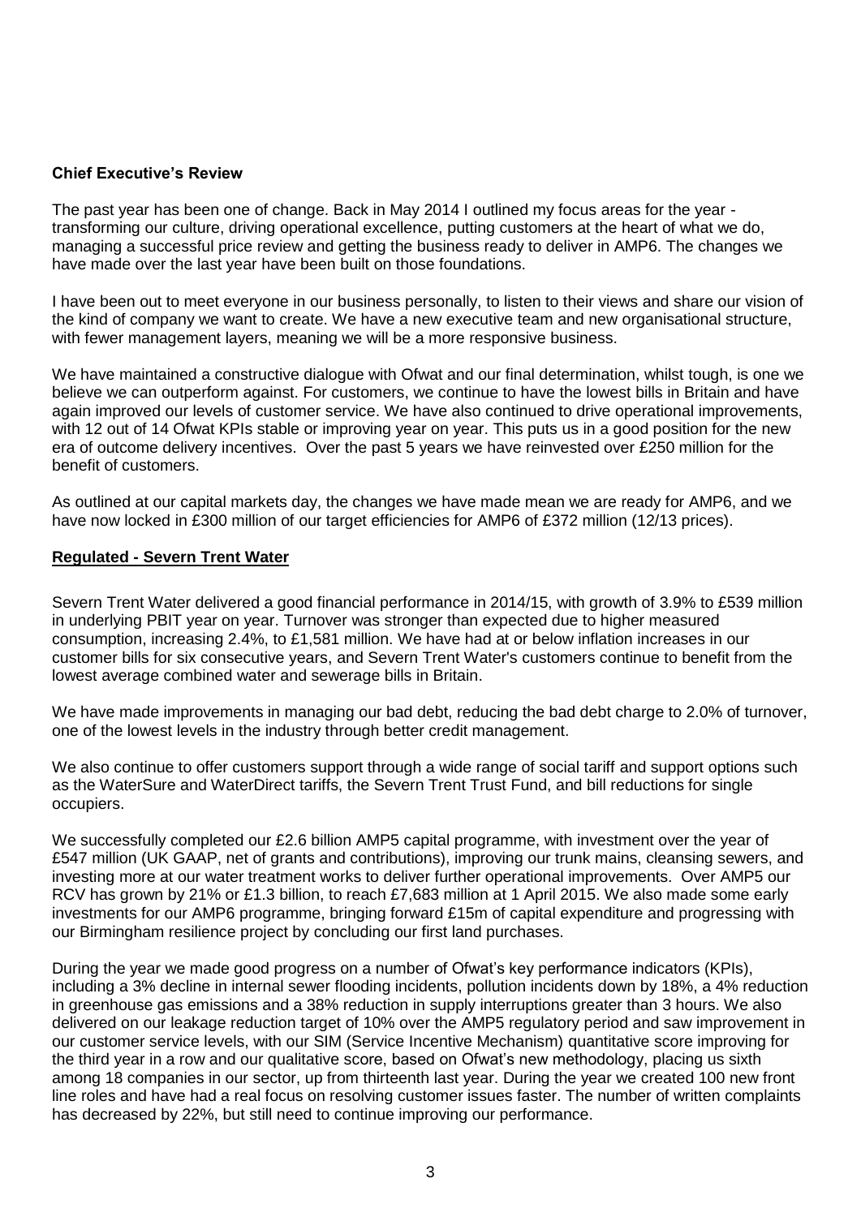**Chief Executive's Review**

The past year has been one of change. Back in May 2014 I outlined my focus areas for the year - transforming our culture, driving operational excellence, putting customers at the heart of what we do, managing a successful price review and getting the business ready to deliver in AMP6. The changes we have made over the last year have been built on those foundations.

I have been out to meet everyone in our business personally, to listen to their views and share our vision of the kind of company we want to create. We have a new executive team and new organisational structure, with fewer management layers, meaning we will be a more responsive business.

We have maintained a constructive dialogue with Ofwat and our final determination, whilst tough, is one we believe we can outperform against. For customers, we continue to have the lowest bills in Britain and have again improved our levels of customer service. We have also continued to drive operational improvements, with 12 out of 14 Ofwat KPIs stable or improving year on year. This puts us in a good position for the new era of outcome delivery incentives. Over the past 5 years we have reinvested over £250 million for the benefit of customers.

As outlined at our capital markets day, the changes we have made mean we are ready for AMP6, and we have now locked in £300 million of our target efficiencies for AMP6 of £372 million (12/13 prices).

**Regulated - Severn Trent Water**

Severn Trent Water delivered a good financial performance in 2014/15, with growth of 3.9% to £539 million in underlying PBIT year on year. Turnover was stronger than expected due to higher measured consumption, increasing 2.4%, to £1,581 million. We have had at or below inflation increases in our customer bills for six consecutive years, and Severn Trent Water's customers continue to benefit from the lowest average combined water and sewerage bills in Britain.

We have made improvements in managing our bad debt, reducing the bad debt charge to 2.0% of turnover, one of the lowest levels in the industry through better credit management.

We also continue to offer customers support through a wide range of social tariff and support options such as the WaterSure and WaterDirect tariffs, the Severn Trent Trust Fund, and bill reductions for single occupiers.

We successfully completed our £2.6 billion AMP5 capital programme, with investment over the year of £547 million (UK GAAP, net of grants and contributions), improving our trunk mains, cleansing sewers, and investing more at our water treatment works to deliver further operational improvements. Over AMP5 our RCV has grown by 21% or £1.3 billion, to reach £7,683 million at 1 April 2015. We also made some early investments for our AMP6 programme, bringing forward £15m of capital expenditure and progressing with our Birmingham resilience project by concluding our first land purchases.

During the year we made good progress on a number of Ofwat's key performance indicators (KPIs), including a 3% decline in internal sewer flooding incidents, pollution incidents down by 18%, a 4% reduction in greenhouse gas emissions and a 38% reduction in supply interruptions greater than 3 hours. We also delivered on our leakage reduction target of 10% over the AMP5 regulatory period and saw improvement in our customer service levels, with our SIM (Service Incentive Mechanism) quantitative score improving for the third year in a row and our qualitative score, based on Ofwat's new methodology, placing us sixth among 18 companies in our sector, up from thirteenth last year. During the year we created 100 new front line roles and have had a real focus on resolving customer issues faster. The number of written complaints has decreased by 22%, but still need to continue improving our performance.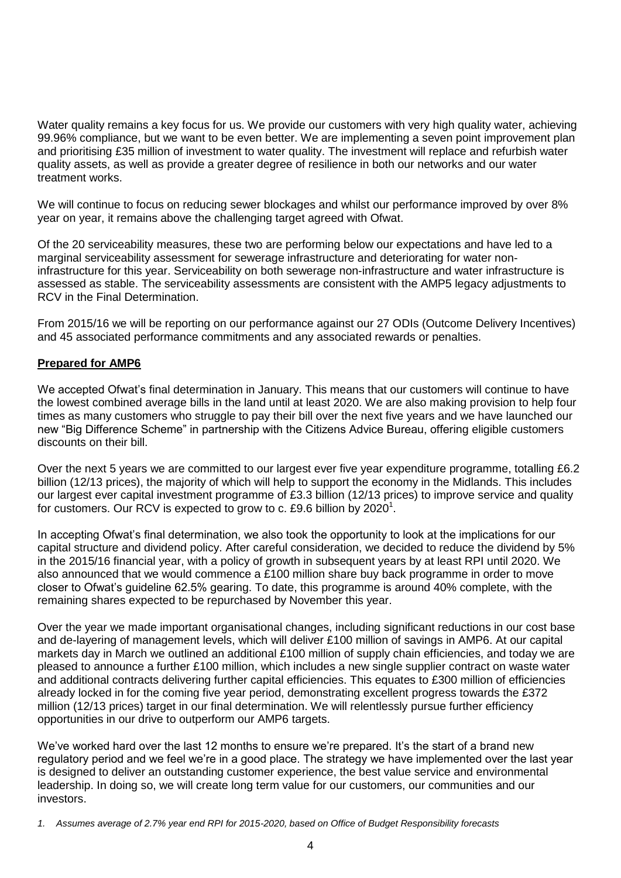Water quality remains a key focus for us. We provide our customers with very high quality water, achieving 99.96% compliance, but we want to be even better. We are implementing a seven point improvement plan and prioritising £35 million of investment to water quality. The investment will replace and refurbish water quality assets, as well as provide a greater degree of resilience in both our networks and our water treatment works.

We will continue to focus on reducing sewer blockages and whilst our performance improved by over 8% year on year, it remains above the challenging target agreed with Ofwat.

Of the 20 serviceability measures, these two are performing below our expectations and have led to a marginal serviceability assessment for sewerage infrastructure and deteriorating for water non-infrastructure for this year. Serviceability on both sewerage non-infrastructure and water infrastructure is assessed as stable. The serviceability assessments are consistent with the AMP5 legacy adjustments to RCV in the Final Determination.

From 2015/16 we will be reporting on our performance against our 27 ODIs (Outcome Delivery Incentives) and 45 associated performance commitments and any associated rewards or penalties.

**Prepared for AMP6**

We accepted Ofwat's final determination in January. This means that our customers will continue to have the lowest combined average bills in the land until at least 2020. We are also making provision to help four times as many customers who struggle to pay their bill over the next five years and we have launched our new "Big Difference Scheme" in partnership with the Citizens Advice Bureau, offering eligible customers discounts on their bill.

Over the next 5 years we are committed to our largest ever five year expenditure programme, totalling £6.2 billion (12/13 prices), the majority of which will help to support the economy in the Midlands. This includes our largest ever capital investment programme of £3.3 billion (12/13 prices) to improve service and quality for customers. Our RCV is expected to grow to c. £9.6 billion by 2020[1].

In accepting Ofwat's final determination, we also took the opportunity to look at the implications for our capital structure and dividend policy. After careful consideration, we decided to reduce the dividend by 5% in the 2015/16 financial year, with a policy of growth in subsequent years by at least RPI until 2020. We also announced that we would commence a £100 million share buy back programme in order to move closer to Ofwat's guideline 62.5% gearing. To date, this programme is around 40% complete, with the remaining shares expected to be repurchased by November this year.

Over the year we made important organisational changes, including significant reductions in our cost base and de-layering of management levels, which will deliver £100 million of savings in AMP6. At our capital markets day in March we outlined an additional £100 million of supply chain efficiencies, and today we are pleased to announce a further £100 million, which includes a new single supplier contract on waste water and additional contracts delivering further capital efficiencies. This equates to £300 million of efficiencies already locked in for the coming five year period, demonstrating excellent progress towards the £372 million (12/13 prices) target in our final determination. We will relentlessly pursue further efficiency opportunities in our drive to outperform our AMP6 targets.

We've worked hard over the last 12 months to ensure we're prepared. It's the start of a brand new regulatory period and we feel we're in a good place. The strategy we have implemented over the last year is designed to deliver an outstanding customer experience, the best value service and environmental leadership. In doing so, we will create long term value for our customers, our communities and our investors.

*1. Assumes average of 2.7% year end RPI for 2015-2020, based on Office of Budget Responsibility forecasts*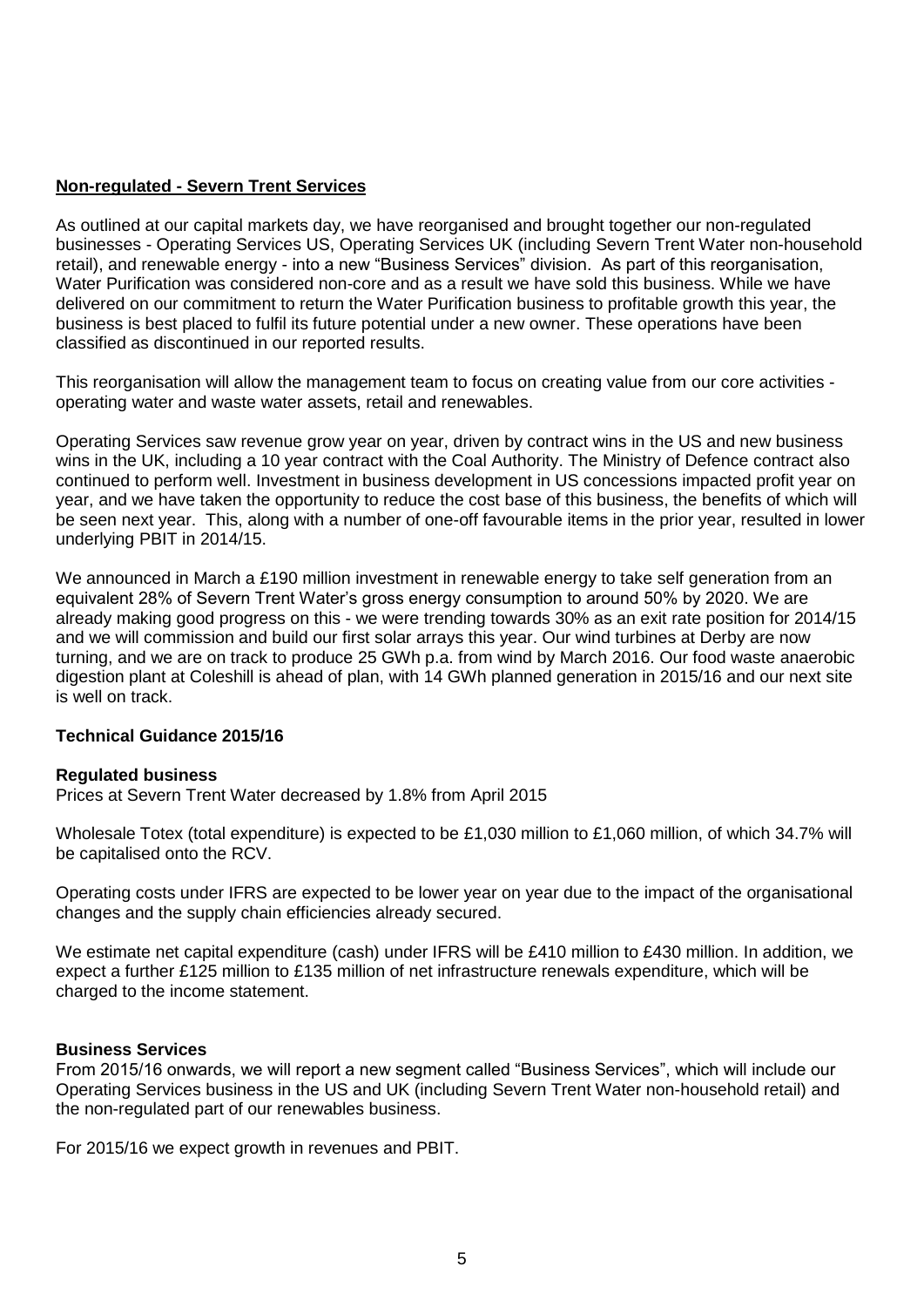**Non-regulated - Severn Trent Services**

As outlined at our capital markets day, we have reorganised and brought together our non-regulated businesses - Operating Services US, Operating Services UK (including Severn Trent Water non-household retail), and renewable energy - into a new "Business Services" division. As part of this reorganisation, Water Purification was considered non-core and as a result we have sold this business. While we have delivered on our commitment to return the Water Purification business to profitable growth this year, the business is best placed to fulfil its future potential under a new owner. These operations have been classified as discontinued in our reported results.

This reorganisation will allow the management team to focus on creating value from our core activities - operating water and waste water assets, retail and renewables.

Operating Services saw revenue grow year on year, driven by contract wins in the US and new business wins in the UK, including a 10 year contract with the Coal Authority. The Ministry of Defence contract also continued to perform well. Investment in business development in US concessions impacted profit year on year, and we have taken the opportunity to reduce the cost base of this business, the benefits of which will be seen next year. This, along with a number of one-off favourable items in the prior year, resulted in lower underlying PBIT in 2014/15.

We announced in March a £190 million investment in renewable energy to take self generation from an equivalent 28% of Severn Trent Water's gross energy consumption to around 50% by 2020. We are already making good progress on this - we were trending towards 30% as an exit rate position for 2014/15 and we will commission and build our first solar arrays this year. Our wind turbines at Derby are now turning, and we are on track to produce 25 GWh p.a. from wind by March 2016. Our food waste anaerobic digestion plant at Coleshill is ahead of plan, with 14 GWh planned generation in 2015/16 and our next site is well on track.

**Technical Guidance 2015/16**

**Regulated business**

Prices at Severn Trent Water decreased by 1.8% from April 2015

Wholesale Totex (total expenditure) is expected to be £1,030 million to £1,060 million, of which 34.7% will be capitalised onto the RCV.

Operating costs under IFRS are expected to be lower year on year due to the impact of the organisational changes and the supply chain efficiencies already secured.

We estimate net capital expenditure (cash) under IFRS will be £410 million to £430 million. In addition, we expect a further £125 million to £135 million of net infrastructure renewals expenditure, which will be charged to the income statement.

**Business Services**

From 2015/16 onwards, we will report a new segment called "Business Services", which will include our Operating Services business in the US and UK (including Severn Trent Water non-household retail) and the non-regulated part of our renewables business.

For 2015/16 we expect growth in revenues and PBIT.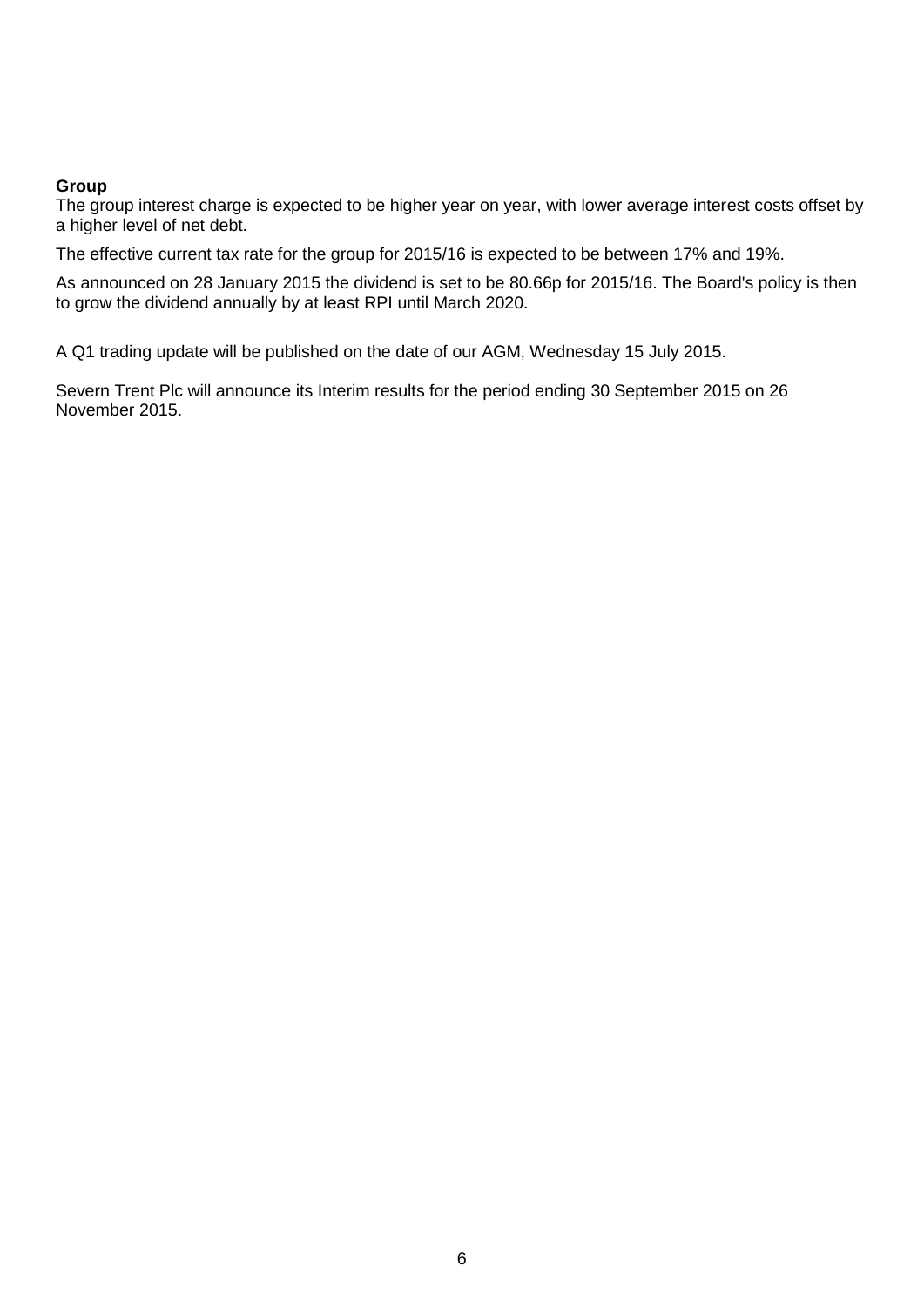**Group**

The group interest charge is expected to be higher year on year, with lower average interest costs offset by a higher level of net debt.

The effective current tax rate for the group for 2015/16 is expected to be between 17% and 19%.

As announced on 28 January 2015 the dividend is set to be 80.66p for 2015/16. The Board's policy is then to grow the dividend annually by at least RPI until March 2020.

A Q1 trading update will be published on the date of our AGM, Wednesday 15 July 2015.

Severn Trent Plc will announce its Interim results for the period ending 30 September 2015 on 26 November 2015.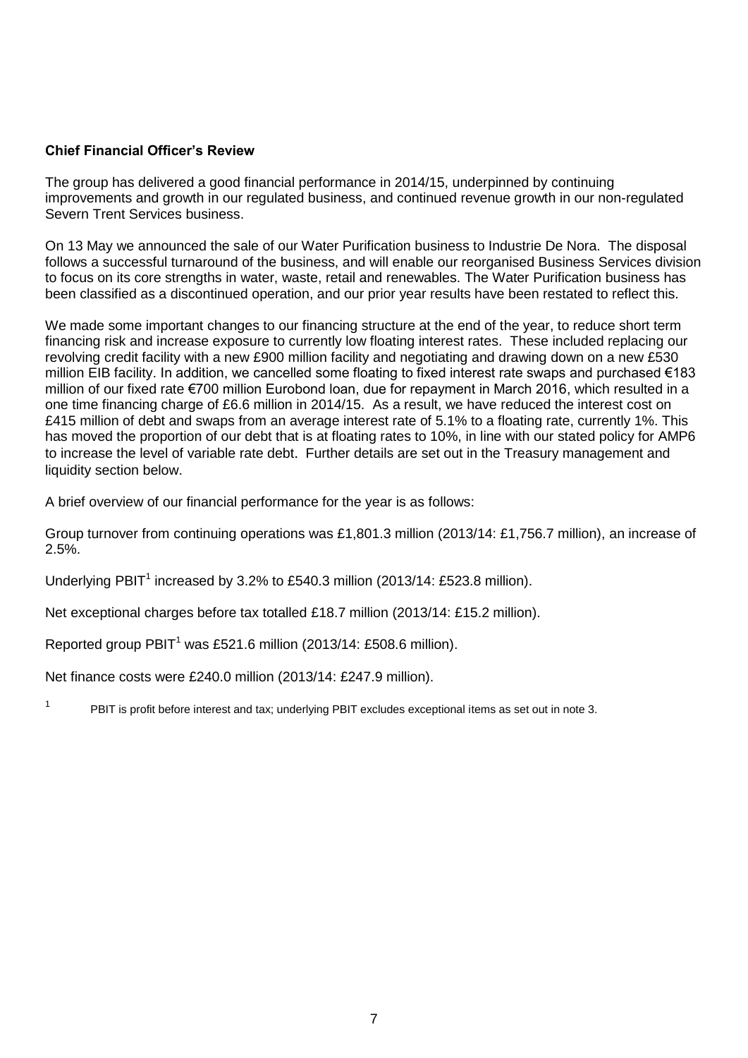**Chief Financial Officer's Review**

The group has delivered a good financial performance in 2014/15, underpinned by continuing improvements and growth in our regulated business, and continued revenue growth in our non-regulated Severn Trent Services business.

On 13 May we announced the sale of our Water Purification business to Industrie De Nora. The disposal follows a successful turnaround of the business, and will enable our reorganised Business Services division to focus on its core strengths in water, waste, retail and renewables. The Water Purification business has been classified as a discontinued operation, and our prior year results have been restated to reflect this.

We made some important changes to our financing structure at the end of the year, to reduce short term financing risk and increase exposure to currently low floating interest rates. These included replacing our revolving credit facility with a new £900 million facility and negotiating and drawing down on a new £530 million EIB facility. In addition, we cancelled some floating to fixed interest rate swaps and purchased €183 million of our fixed rate €700 million Eurobond loan, due for repayment in March 2016, which resulted in a one time financing charge of £6.6 million in 2014/15. As a result, we have reduced the interest cost on £415 million of debt and swaps from an average interest rate of 5.1% to a floating rate, currently 1%. This has moved the proportion of our debt that is at floating rates to 10%, in line with our stated policy for AMP6 to increase the level of variable rate debt. Further details are set out in the Treasury management and liquidity section below.

A brief overview of our financial performance for the year is as follows:

Group turnover from continuing operations was £1,801.3 million (2013/14: £1,756.7 million), an increase of 2.5%.

Underlying PBIT[1] increased by 3.2% to £540.3 million (2013/14: £523.8 million).

Net exceptional charges before tax totalled £18.7 million (2013/14: £15.2 million).

Reported group PBIT[1] was £521.6 million (2013/14: £508.6 million).

Net finance costs were £240.0 million (2013/14: £247.9 million).

[1] PBIT is profit before interest and tax; underlying PBIT excludes exceptional items as set out in note 3.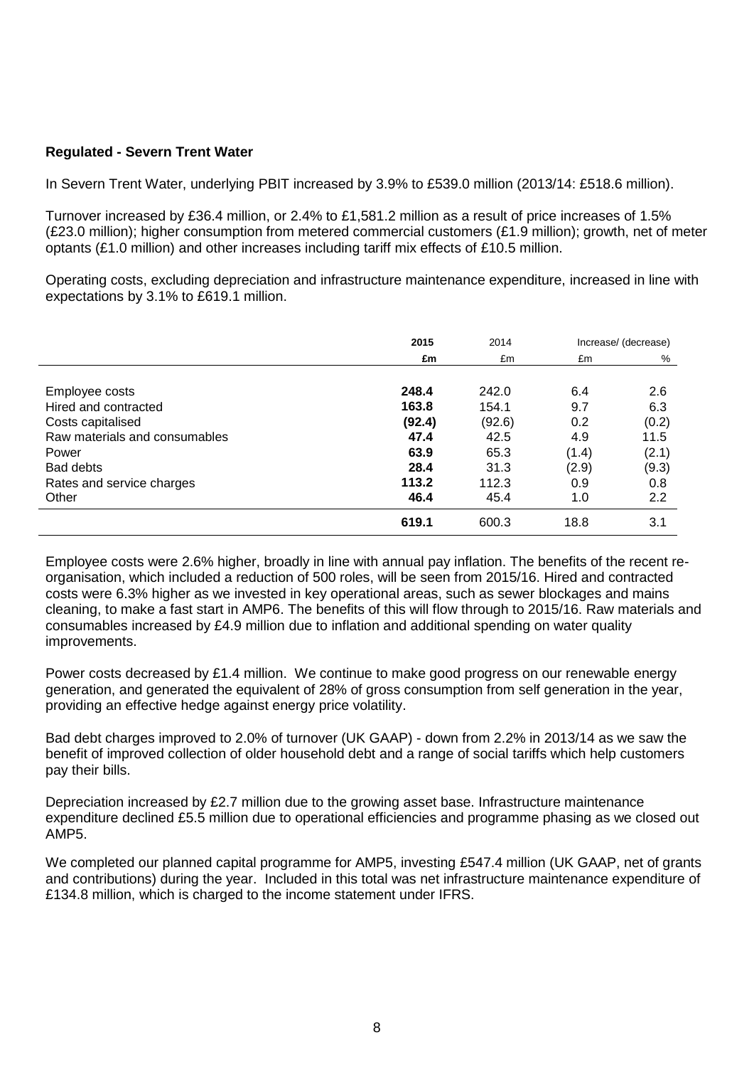**Regulated - Severn Trent Water**

In Severn Trent Water, underlying PBIT increased by 3.9% to £539.0 million (2013/14: £518.6 million).

Turnover increased by £36.4 million, or 2.4% to £1,581.2 million as a result of price increases of 1.5% (£23.0 million); higher consumption from metered commercial customers (£1.9 million); growth, net of meter optants (£1.0 million) and other increases including tariff mix effects of £10.5 million.

Operating costs, excluding depreciation and infrastructure maintenance expenditure, increased in line with expectations by 3.1% to £619.1 million.

| | **2015** | 2014 | Increase/ (decrease) | |
|---|---|---|---|---|
| | **£m** | £m | £m | % |
| Employee costs | **248.4** | 242.0 | 6.4 | 2.6 |
| Hired and contracted | **163.8** | 154.1 | 9.7 | 6.3 |
| Costs capitalised | **(92.4)** | (92.6) | 0.2 | (0.2) |
| Raw materials and consumables | **47.4** | 42.5 | 4.9 | 11.5 |
| Power | **63.9** | 65.3 | (1.4) | (2.1) |
| Bad debts | **28.4** | 31.3 | (2.9) | (9.3) |
| Rates and service charges | **113.2** | 112.3 | 0.9 | 0.8 |
| Other | **46.4** | 45.4 | 1.0 | 2.2 |
| | **619.1** | 600.3 | 18.8 | 3.1 |

Employee costs were 2.6% higher, broadly in line with annual pay inflation. The benefits of the recent re-organisation, which included a reduction of 500 roles, will be seen from 2015/16. Hired and contracted costs were 6.3% higher as we invested in key operational areas, such as sewer blockages and mains cleaning, to make a fast start in AMP6. The benefits of this will flow through to 2015/16. Raw materials and consumables increased by £4.9 million due to inflation and additional spending on water quality improvements.

Power costs decreased by £1.4 million. We continue to make good progress on our renewable energy generation, and generated the equivalent of 28% of gross consumption from self generation in the year, providing an effective hedge against energy price volatility.

Bad debt charges improved to 2.0% of turnover (UK GAAP) - down from 2.2% in 2013/14 as we saw the benefit of improved collection of older household debt and a range of social tariffs which help customers pay their bills.

Depreciation increased by £2.7 million due to the growing asset base. Infrastructure maintenance expenditure declined £5.5 million due to operational efficiencies and programme phasing as we closed out AMP5.

We completed our planned capital programme for AMP5, investing £547.4 million (UK GAAP, net of grants and contributions) during the year. Included in this total was net infrastructure maintenance expenditure of £134.8 million, which is charged to the income statement under IFRS.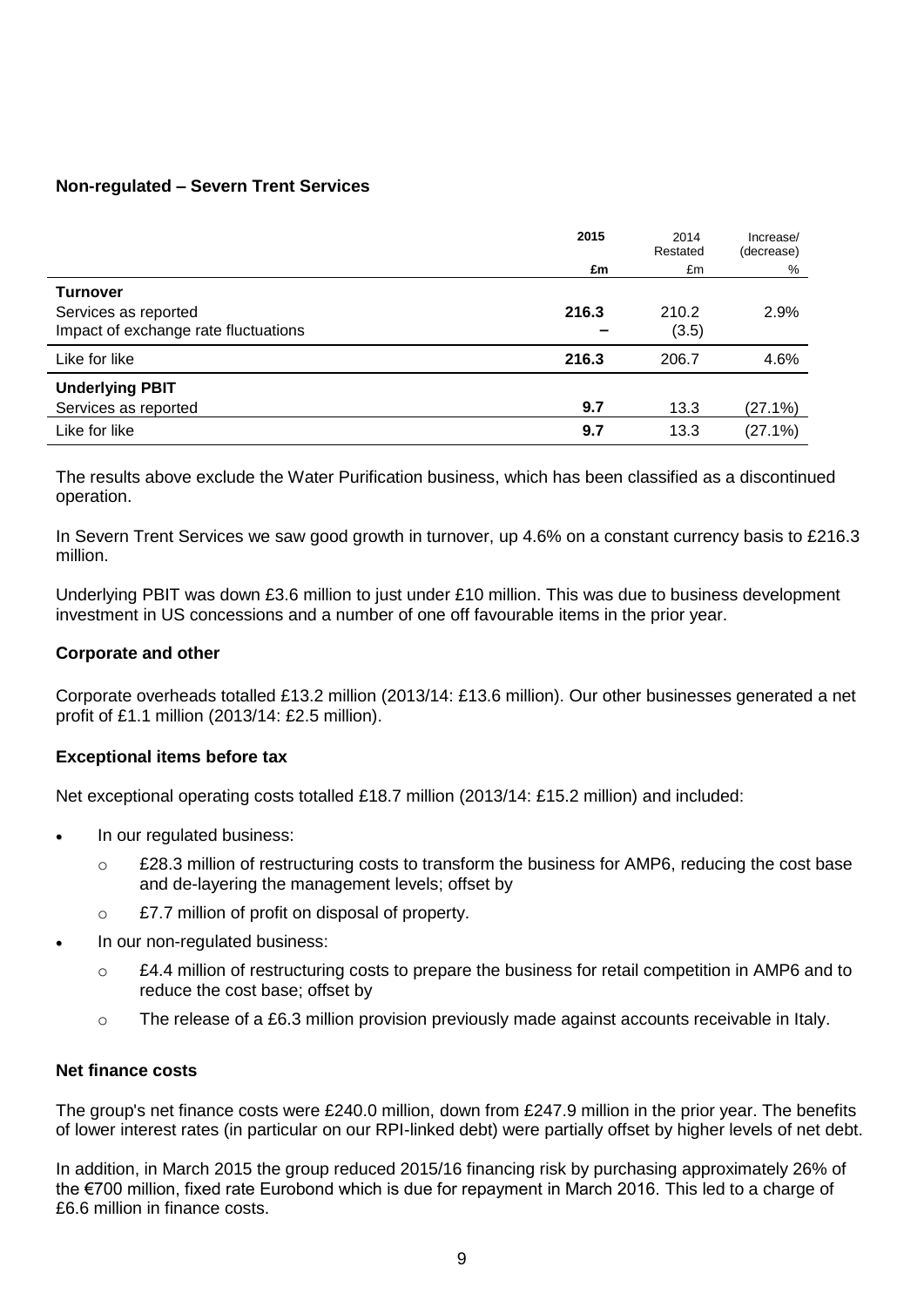**Non-regulated – Severn Trent Services**

| | 2015 | 2014 Restated | Increase/ (decrease) |
|---|---|---|---|
| | £m | £m | % |
| **Turnover** | | | |
| Services as reported | **216.3** | 210.2 | 2.9% |
| Impact of exchange rate fluctuations | **–** | (3.5) | |
| Like for like | **216.3** | 206.7 | 4.6% |
| **Underlying PBIT** | | | |
| Services as reported | **9.7** | 13.3 | (27.1%) |
| Like for like | **9.7** | 13.3 | (27.1%) |

The results above exclude the Water Purification business, which has been classified as a discontinued operation.

In Severn Trent Services we saw good growth in turnover, up 4.6% on a constant currency basis to £216.3 million.

Underlying PBIT was down £3.6 million to just under £10 million. This was due to business development investment in US concessions and a number of one off favourable items in the prior year.

**Corporate and other**

Corporate overheads totalled £13.2 million (2013/14: £13.6 million). Our other businesses generated a net profit of £1.1 million (2013/14: £2.5 million).

**Exceptional items before tax**

Net exceptional operating costs totalled £18.7 million (2013/14: £15.2 million) and included:

- In our regulated business:
  - £28.3 million of restructuring costs to transform the business for AMP6, reducing the cost base and de-layering the management levels; offset by
  - £7.7 million of profit on disposal of property.
- In our non-regulated business:
  - £4.4 million of restructuring costs to prepare the business for retail competition in AMP6 and to reduce the cost base; offset by
  - The release of a £6.3 million provision previously made against accounts receivable in Italy.

**Net finance costs**

The group's net finance costs were £240.0 million, down from £247.9 million in the prior year. The benefits of lower interest rates (in particular on our RPI-linked debt) were partially offset by higher levels of net debt.

In addition, in March 2015 the group reduced 2015/16 financing risk by purchasing approximately 26% of the €700 million, fixed rate Eurobond which is due for repayment in March 2016. This led to a charge of £6.6 million in finance costs.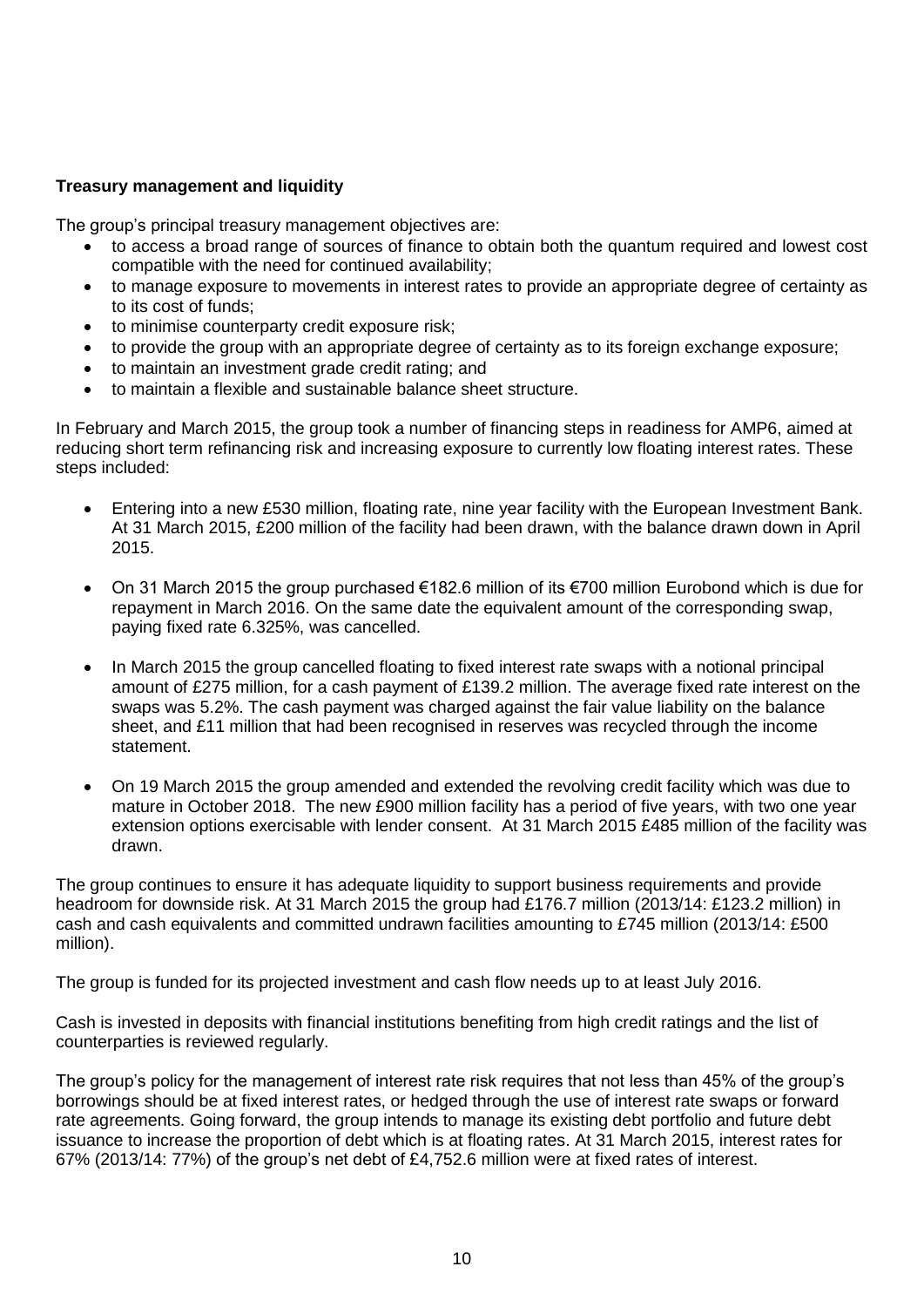**Treasury management and liquidity**

The group's principal treasury management objectives are:

- to access a broad range of sources of finance to obtain both the quantum required and lowest cost compatible with the need for continued availability;
- to manage exposure to movements in interest rates to provide an appropriate degree of certainty as to its cost of funds;
- to minimise counterparty credit exposure risk;
- to provide the group with an appropriate degree of certainty as to its foreign exchange exposure;
- to maintain an investment grade credit rating; and
- to maintain a flexible and sustainable balance sheet structure.

In February and March 2015, the group took a number of financing steps in readiness for AMP6, aimed at reducing short term refinancing risk and increasing exposure to currently low floating interest rates. These steps included:

- Entering into a new £530 million, floating rate, nine year facility with the European Investment Bank. At 31 March 2015, £200 million of the facility had been drawn, with the balance drawn down in April 2015.

- On 31 March 2015 the group purchased €182.6 million of its €700 million Eurobond which is due for repayment in March 2016. On the same date the equivalent amount of the corresponding swap, paying fixed rate 6.325%, was cancelled.

- In March 2015 the group cancelled floating to fixed interest rate swaps with a notional principal amount of £275 million, for a cash payment of £139.2 million. The average fixed rate interest on the swaps was 5.2%. The cash payment was charged against the fair value liability on the balance sheet, and £11 million that had been recognised in reserves was recycled through the income statement.

- On 19 March 2015 the group amended and extended the revolving credit facility which was due to mature in October 2018. The new £900 million facility has a period of five years, with two one year extension options exercisable with lender consent. At 31 March 2015 £485 million of the facility was drawn.

The group continues to ensure it has adequate liquidity to support business requirements and provide headroom for downside risk. At 31 March 2015 the group had £176.7 million (2013/14: £123.2 million) in cash and cash equivalents and committed undrawn facilities amounting to £745 million (2013/14: £500 million).

The group is funded for its projected investment and cash flow needs up to at least July 2016.

Cash is invested in deposits with financial institutions benefiting from high credit ratings and the list of counterparties is reviewed regularly.

The group's policy for the management of interest rate risk requires that not less than 45% of the group's borrowings should be at fixed interest rates, or hedged through the use of interest rate swaps or forward rate agreements. Going forward, the group intends to manage its existing debt portfolio and future debt issuance to increase the proportion of debt which is at floating rates. At 31 March 2015, interest rates for 67% (2013/14: 77%) of the group's net debt of £4,752.6 million were at fixed rates of interest.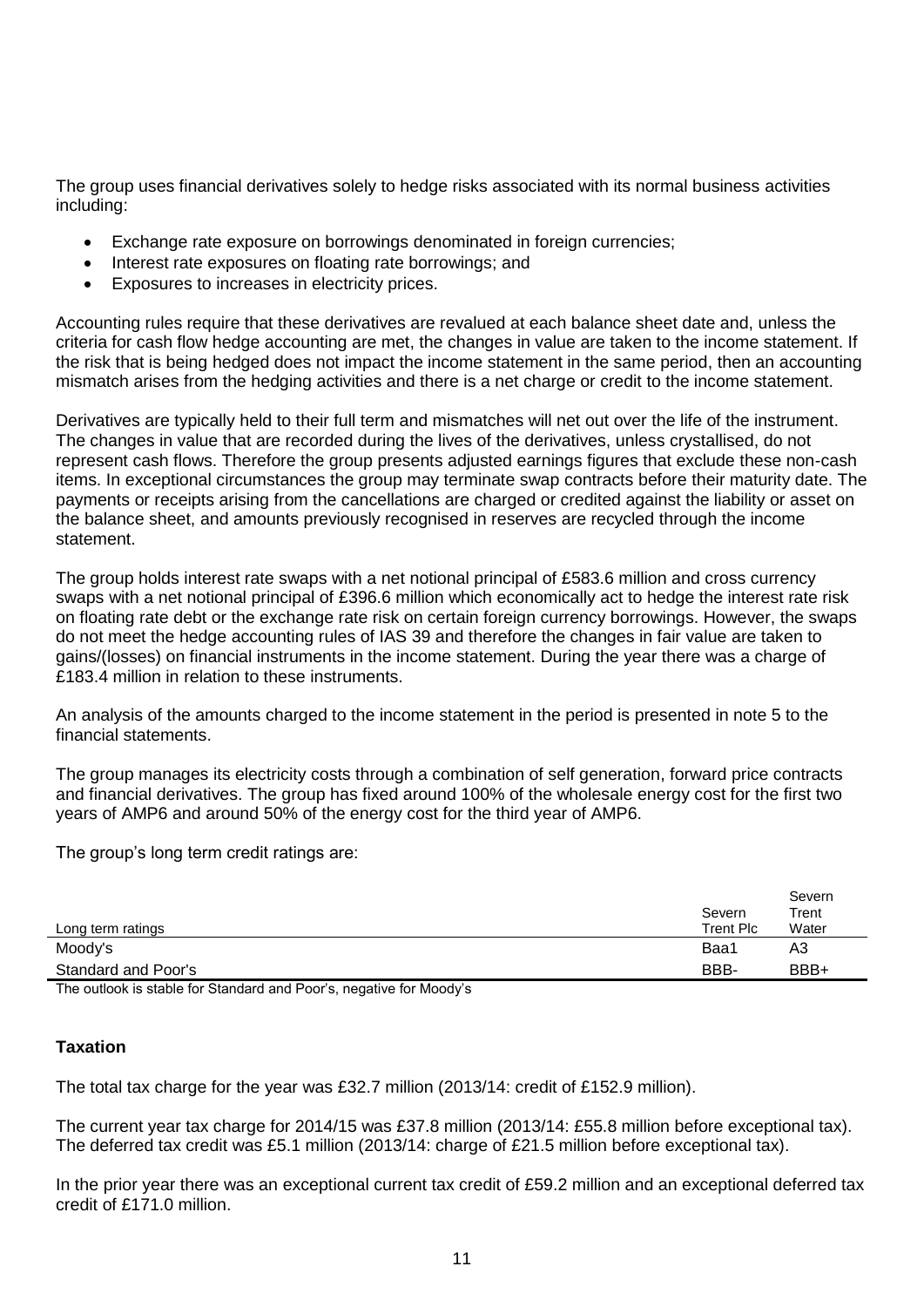The group uses financial derivatives solely to hedge risks associated with its normal business activities including:

- Exchange rate exposure on borrowings denominated in foreign currencies;
- Interest rate exposures on floating rate borrowings; and
- Exposures to increases in electricity prices.

Accounting rules require that these derivatives are revalued at each balance sheet date and, unless the criteria for cash flow hedge accounting are met, the changes in value are taken to the income statement. If the risk that is being hedged does not impact the income statement in the same period, then an accounting mismatch arises from the hedging activities and there is a net charge or credit to the income statement.

Derivatives are typically held to their full term and mismatches will net out over the life of the instrument. The changes in value that are recorded during the lives of the derivatives, unless crystallised, do not represent cash flows. Therefore the group presents adjusted earnings figures that exclude these non-cash items. In exceptional circumstances the group may terminate swap contracts before their maturity date. The payments or receipts arising from the cancellations are charged or credited against the liability or asset on the balance sheet, and amounts previously recognised in reserves are recycled through the income statement.

The group holds interest rate swaps with a net notional principal of £583.6 million and cross currency swaps with a net notional principal of £396.6 million which economically act to hedge the interest rate risk on floating rate debt or the exchange rate risk on certain foreign currency borrowings. However, the swaps do not meet the hedge accounting rules of IAS 39 and therefore the changes in fair value are taken to gains/(losses) on financial instruments in the income statement. During the year there was a charge of £183.4 million in relation to these instruments.

An analysis of the amounts charged to the income statement in the period is presented in note 5 to the financial statements.

The group manages its electricity costs through a combination of self generation, forward price contracts and financial derivatives. The group has fixed around 100% of the wholesale energy cost for the first two years of AMP6 and around 50% of the energy cost for the third year of AMP6.

The group's long term credit ratings are:

| Long term ratings | Severn Trent Plc | Severn Trent Water |
|---|---|---|
| Moody's | Baa1 | A3 |
| Standard and Poor's | BBB- | BBB+ |

The outlook is stable for Standard and Poor's, negative for Moody's

**Taxation**

The total tax charge for the year was £32.7 million (2013/14: credit of £152.9 million).

The current year tax charge for 2014/15 was £37.8 million (2013/14: £55.8 million before exceptional tax). The deferred tax credit was £5.1 million (2013/14: charge of £21.5 million before exceptional tax).

In the prior year there was an exceptional current tax credit of £59.2 million and an exceptional deferred tax credit of £171.0 million.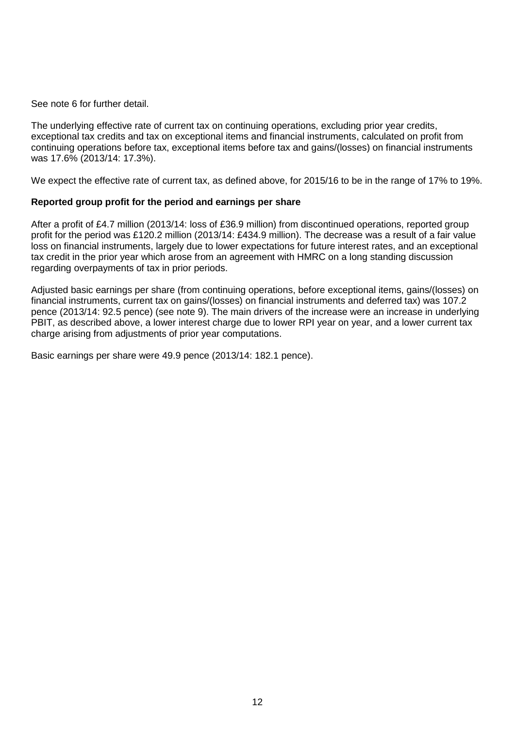See note 6 for further detail.

The underlying effective rate of current tax on continuing operations, excluding prior year credits, exceptional tax credits and tax on exceptional items and financial instruments, calculated on profit from continuing operations before tax, exceptional items before tax and gains/(losses) on financial instruments was 17.6% (2013/14: 17.3%).

We expect the effective rate of current tax, as defined above, for 2015/16 to be in the range of 17% to 19%.

**Reported group profit for the period and earnings per share**

After a profit of £4.7 million (2013/14: loss of £36.9 million) from discontinued operations, reported group profit for the period was £120.2 million (2013/14: £434.9 million). The decrease was a result of a fair value loss on financial instruments, largely due to lower expectations for future interest rates, and an exceptional tax credit in the prior year which arose from an agreement with HMRC on a long standing discussion regarding overpayments of tax in prior periods.

Adjusted basic earnings per share (from continuing operations, before exceptional items, gains/(losses) on financial instruments, current tax on gains/(losses) on financial instruments and deferred tax) was 107.2 pence (2013/14: 92.5 pence) (see note 9). The main drivers of the increase were an increase in underlying PBIT, as described above, a lower interest charge due to lower RPI year on year, and a lower current tax charge arising from adjustments of prior year computations.

Basic earnings per share were 49.9 pence (2013/14: 182.1 pence).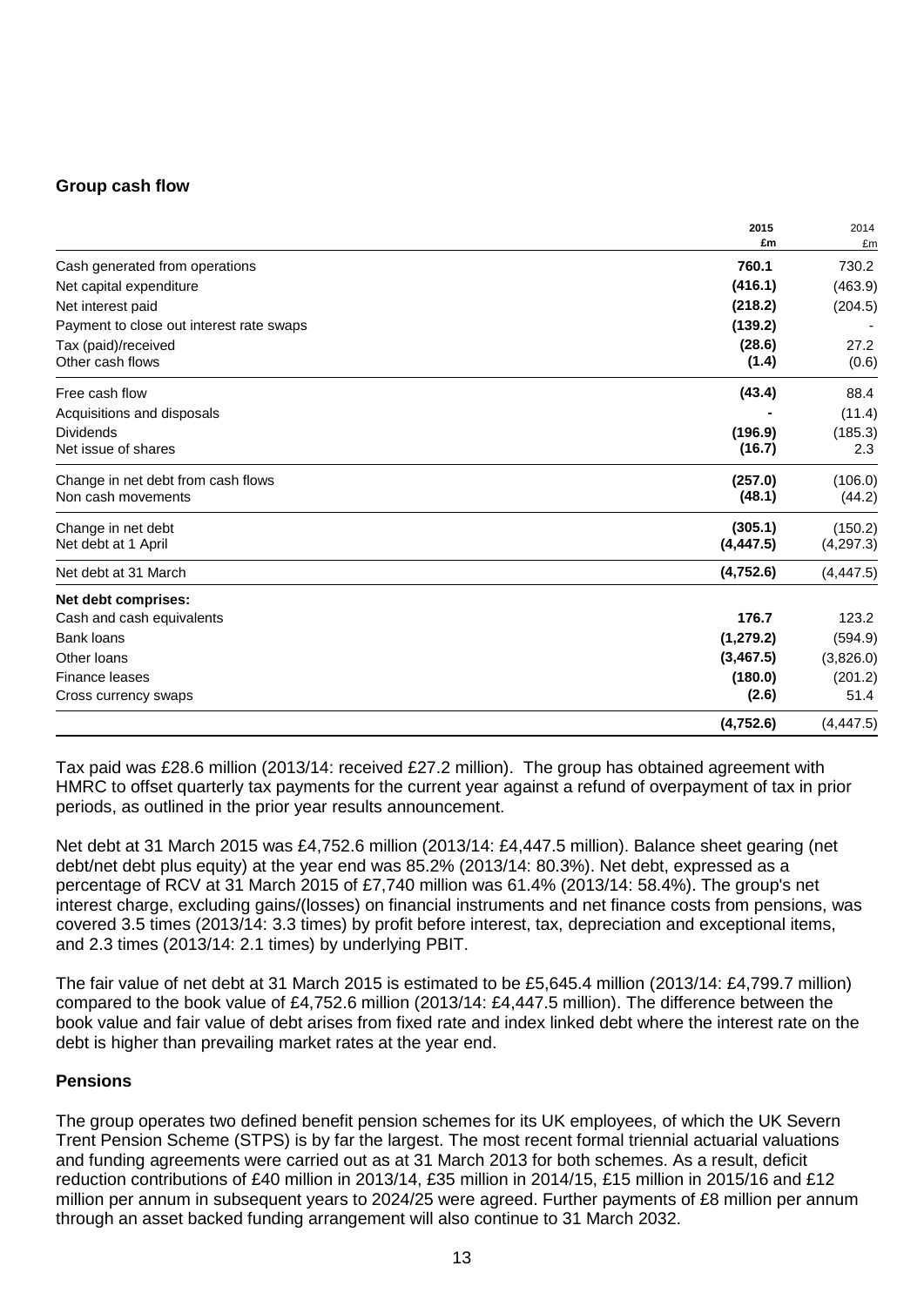## Group cash flow

| | 2015 £m | 2014 £m |
|---|---|---|
| Cash generated from operations | **760.1** | 730.2 |
| Net capital expenditure | **(416.1)** | (463.9) |
| Net interest paid | **(218.2)** | (204.5) |
| Payment to close out interest rate swaps | **(139.2)** | - |
| Tax (paid)/received | **(28.6)** | 27.2 |
| Other cash flows | **(1.4)** | (0.6) |
| Free cash flow | **(43.4)** | 88.4 |
| Acquisitions and disposals | **-** | (11.4) |
| Dividends | **(196.9)** | (185.3) |
| Net issue of shares | **(16.7)** | 2.3 |
| Change in net debt from cash flows | **(257.0)** | (106.0) |
| Non cash movements | **(48.1)** | (44.2) |
| Change in net debt | **(305.1)** | (150.2) |
| Net debt at 1 April | **(4,447.5)** | (4,297.3) |
| Net debt at 31 March | **(4,752.6)** | (4,447.5) |
| **Net debt comprises:** | | |
| Cash and cash equivalents | **176.7** | 123.2 |
| Bank loans | **(1,279.2)** | (594.9) |
| Other loans | **(3,467.5)** | (3,826.0) |
| Finance leases | **(180.0)** | (201.2) |
| Cross currency swaps | **(2.6)** | 51.4 |
| | **(4,752.6)** | (4,447.5) |

Tax paid was £28.6 million (2013/14: received £27.2 million). The group has obtained agreement with HMRC to offset quarterly tax payments for the current year against a refund of overpayment of tax in prior periods, as outlined in the prior year results announcement.

Net debt at 31 March 2015 was £4,752.6 million (2013/14: £4,447.5 million). Balance sheet gearing (net debt/net debt plus equity) at the year end was 85.2% (2013/14: 80.3%). Net debt, expressed as a percentage of RCV at 31 March 2015 of £7,740 million was 61.4% (2013/14: 58.4%). The group's net interest charge, excluding gains/(losses) on financial instruments and net finance costs from pensions, was covered 3.5 times (2013/14: 3.3 times) by profit before interest, tax, depreciation and exceptional items, and 2.3 times (2013/14: 2.1 times) by underlying PBIT.

The fair value of net debt at 31 March 2015 is estimated to be £5,645.4 million (2013/14: £4,799.7 million) compared to the book value of £4,752.6 million (2013/14: £4,447.5 million). The difference between the book value and fair value of debt arises from fixed rate and index linked debt where the interest rate on the debt is higher than prevailing market rates at the year end.

## Pensions

The group operates two defined benefit pension schemes for its UK employees, of which the UK Severn Trent Pension Scheme (STPS) is by far the largest. The most recent formal triennial actuarial valuations and funding agreements were carried out as at 31 March 2013 for both schemes. As a result, deficit reduction contributions of £40 million in 2013/14, £35 million in 2014/15, £15 million in 2015/16 and £12 million per annum in subsequent years to 2024/25 were agreed. Further payments of £8 million per annum through an asset backed funding arrangement will also continue to 31 March 2032.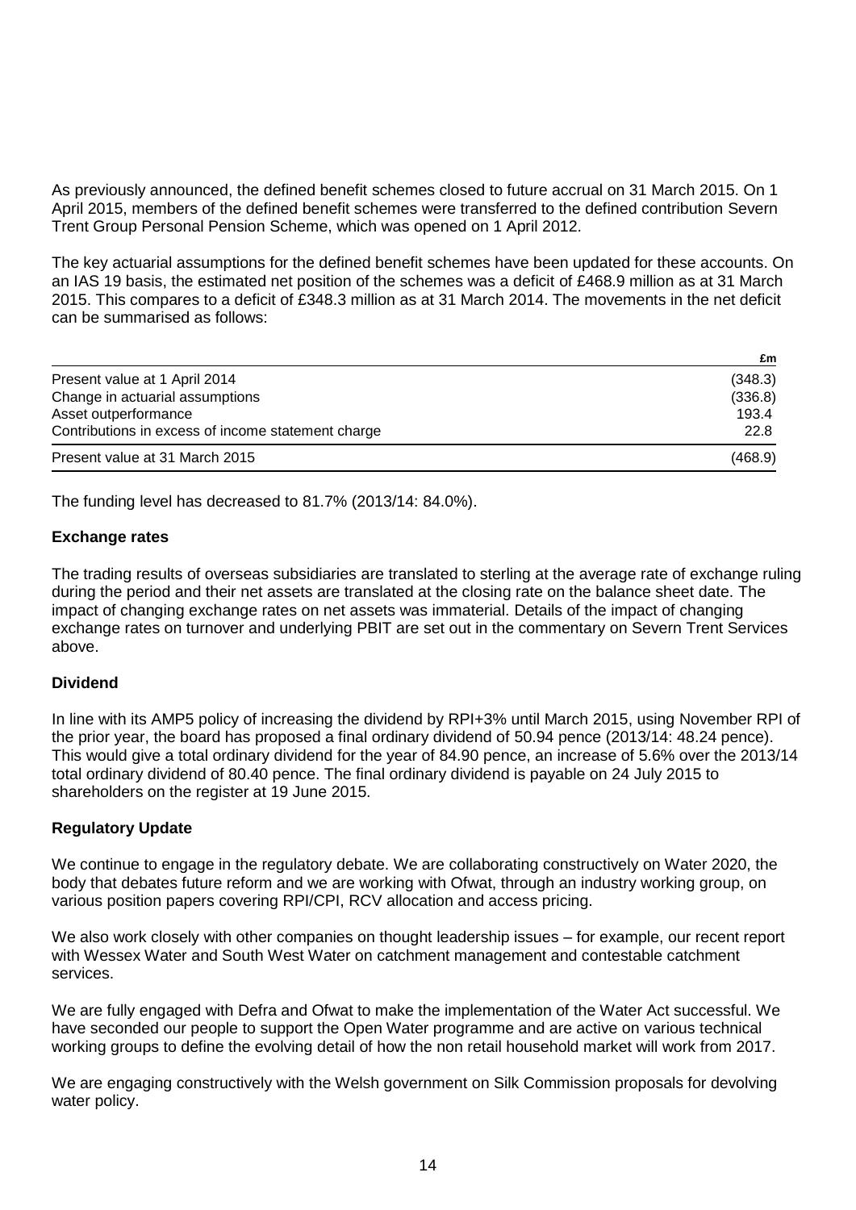As previously announced, the defined benefit schemes closed to future accrual on 31 March 2015. On 1 April 2015, members of the defined benefit schemes were transferred to the defined contribution Severn Trent Group Personal Pension Scheme, which was opened on 1 April 2012.

The key actuarial assumptions for the defined benefit schemes have been updated for these accounts. On an IAS 19 basis, the estimated net position of the schemes was a deficit of £468.9 million as at 31 March 2015. This compares to a deficit of £348.3 million as at 31 March 2014. The movements in the net deficit can be summarised as follows:

| | £m |
|---|---|
| Present value at 1 April 2014 | (348.3) |
| Change in actuarial assumptions | (336.8) |
| Asset outperformance | 193.4 |
| Contributions in excess of income statement charge | 22.8 |
| Present value at 31 March 2015 | (468.9) |

The funding level has decreased to 81.7% (2013/14: 84.0%).

**Exchange rates**

The trading results of overseas subsidiaries are translated to sterling at the average rate of exchange ruling during the period and their net assets are translated at the closing rate on the balance sheet date. The impact of changing exchange rates on net assets was immaterial. Details of the impact of changing exchange rates on turnover and underlying PBIT are set out in the commentary on Severn Trent Services above.

**Dividend**

In line with its AMP5 policy of increasing the dividend by RPI+3% until March 2015, using November RPI of the prior year, the board has proposed a final ordinary dividend of 50.94 pence (2013/14: 48.24 pence). This would give a total ordinary dividend for the year of 84.90 pence, an increase of 5.6% over the 2013/14 total ordinary dividend of 80.40 pence. The final ordinary dividend is payable on 24 July 2015 to shareholders on the register at 19 June 2015.

**Regulatory Update**

We continue to engage in the regulatory debate. We are collaborating constructively on Water 2020, the body that debates future reform and we are working with Ofwat, through an industry working group, on various position papers covering RPI/CPI, RCV allocation and access pricing.

We also work closely with other companies on thought leadership issues – for example, our recent report with Wessex Water and South West Water on catchment management and contestable catchment services.

We are fully engaged with Defra and Ofwat to make the implementation of the Water Act successful. We have seconded our people to support the Open Water programme and are active on various technical working groups to define the evolving detail of how the non retail household market will work from 2017.

We are engaging constructively with the Welsh government on Silk Commission proposals for devolving water policy.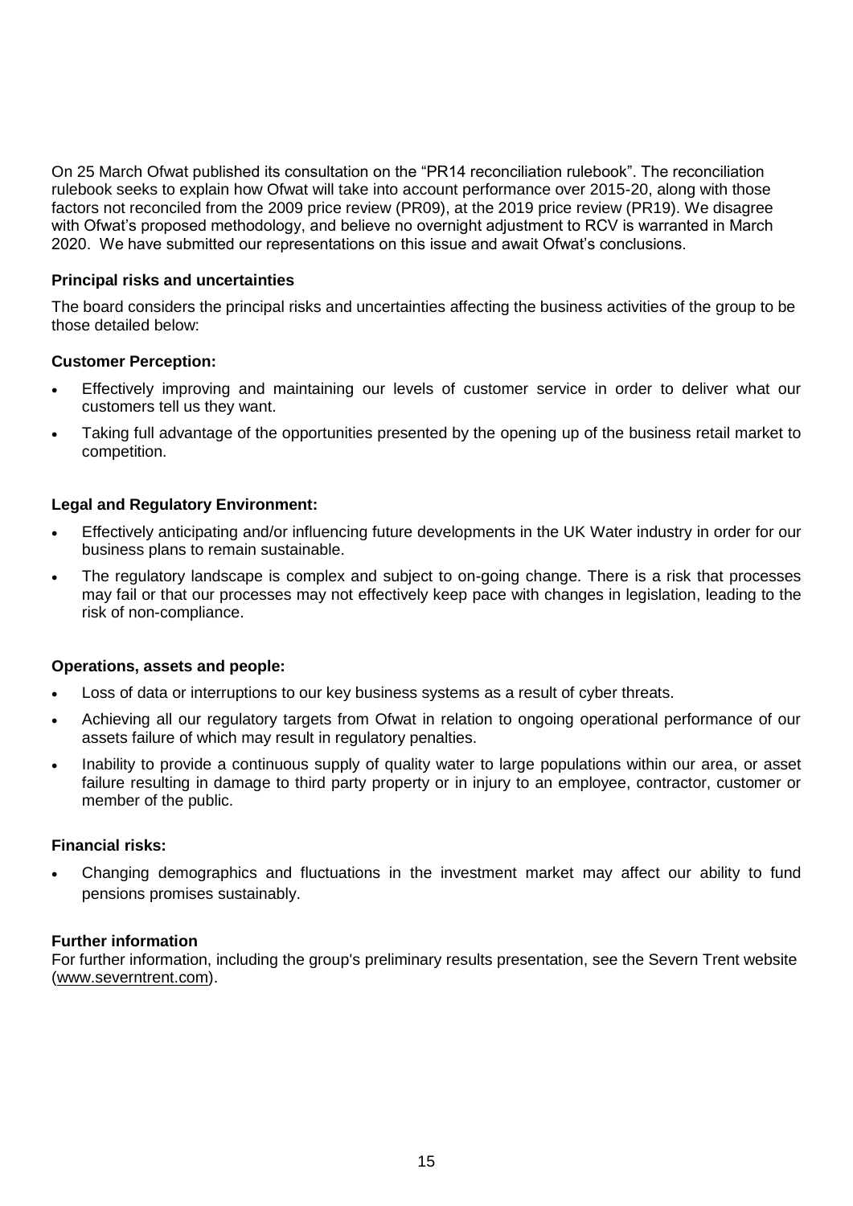On 25 March Ofwat published its consultation on the "PR14 reconciliation rulebook". The reconciliation rulebook seeks to explain how Ofwat will take into account performance over 2015-20, along with those factors not reconciled from the 2009 price review (PR09), at the 2019 price review (PR19). We disagree with Ofwat's proposed methodology, and believe no overnight adjustment to RCV is warranted in March 2020. We have submitted our representations on this issue and await Ofwat's conclusions.

**Principal risks and uncertainties**

The board considers the principal risks and uncertainties affecting the business activities of the group to be those detailed below:

**Customer Perception:**

- Effectively improving and maintaining our levels of customer service in order to deliver what our customers tell us they want.
- Taking full advantage of the opportunities presented by the opening up of the business retail market to competition.

**Legal and Regulatory Environment:**

- Effectively anticipating and/or influencing future developments in the UK Water industry in order for our business plans to remain sustainable.
- The regulatory landscape is complex and subject to on-going change. There is a risk that processes may fail or that our processes may not effectively keep pace with changes in legislation, leading to the risk of non-compliance.

**Operations, assets and people:**

- Loss of data or interruptions to our key business systems as a result of cyber threats.
- Achieving all our regulatory targets from Ofwat in relation to ongoing operational performance of our assets failure of which may result in regulatory penalties.
- Inability to provide a continuous supply of quality water to large populations within our area, or asset failure resulting in damage to third party property or in injury to an employee, contractor, customer or member of the public.

**Financial risks:**

- Changing demographics and fluctuations in the investment market may affect our ability to fund pensions promises sustainably.

**Further information**

For further information, including the group's preliminary results presentation, see the Severn Trent website (www.severntrent.com).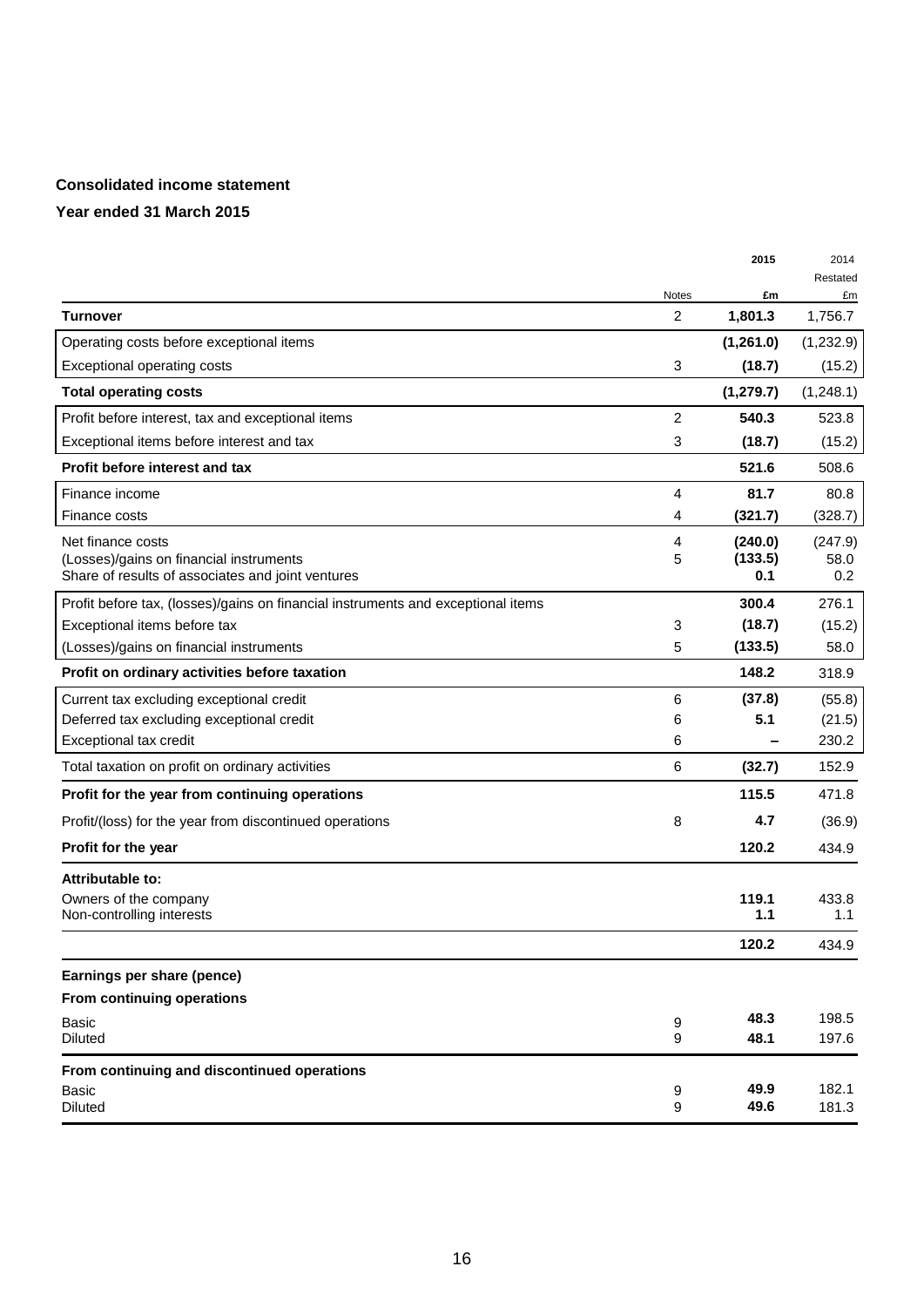**Consolidated income statement**

**Year ended 31 March 2015**

| | Notes | 2015<br>£m | 2014<br>Restated<br>£m |
|---|---|---|---|
| **Turnover** | 2 | **1,801.3** | 1,756.7 |
| Operating costs before exceptional items | | **(1,261.0)** | (1,232.9) |
| Exceptional operating costs | 3 | **(18.7)** | (15.2) |
| **Total operating costs** | | **(1,279.7)** | (1,248.1) |
| Profit before interest, tax and exceptional items | 2 | **540.3** | 523.8 |
| Exceptional items before interest and tax | 3 | **(18.7)** | (15.2) |
| **Profit before interest and tax** | | **521.6** | 508.6 |
| Finance income | 4 | **81.7** | 80.8 |
| Finance costs | 4 | **(321.7)** | (328.7) |
| Net finance costs | 4 | **(240.0)** | (247.9) |
| (Losses)/gains on financial instruments | 5 | **(133.5)** | 58.0 |
| Share of results of associates and joint ventures | | **0.1** | 0.2 |
| Profit before tax, (losses)/gains on financial instruments and exceptional items | | **300.4** | 276.1 |
| Exceptional items before tax | 3 | **(18.7)** | (15.2) |
| (Losses)/gains on financial instruments | 5 | **(133.5)** | 58.0 |
| **Profit on ordinary activities before taxation** | | **148.2** | 318.9 |
| Current tax excluding exceptional credit | 6 | **(37.8)** | (55.8) |
| Deferred tax excluding exceptional credit | 6 | **5.1** | (21.5) |
| Exceptional tax credit | 6 | **–** | 230.2 |
| Total taxation on profit on ordinary activities | 6 | **(32.7)** | 152.9 |
| **Profit for the year from continuing operations** | | **115.5** | 471.8 |
| Profit/(loss) for the year from discontinued operations | 8 | **4.7** | (36.9) |
| **Profit for the year** | | **120.2** | 434.9 |
| **Attributable to:** | | | |
| Owners of the company | | **119.1** | 433.8 |
| Non-controlling interests | | **1.1** | 1.1 |
| | | **120.2** | 434.9 |
| **Earnings per share (pence)** | | | |
| **From continuing operations** | | | |
| Basic | 9 | **48.3** | 198.5 |
| Diluted | 9 | **48.1** | 197.6 |
| **From continuing and discontinued operations** | | | |
| Basic | 9 | **49.9** | 182.1 |
| Diluted | 9 | **49.6** | 181.3 |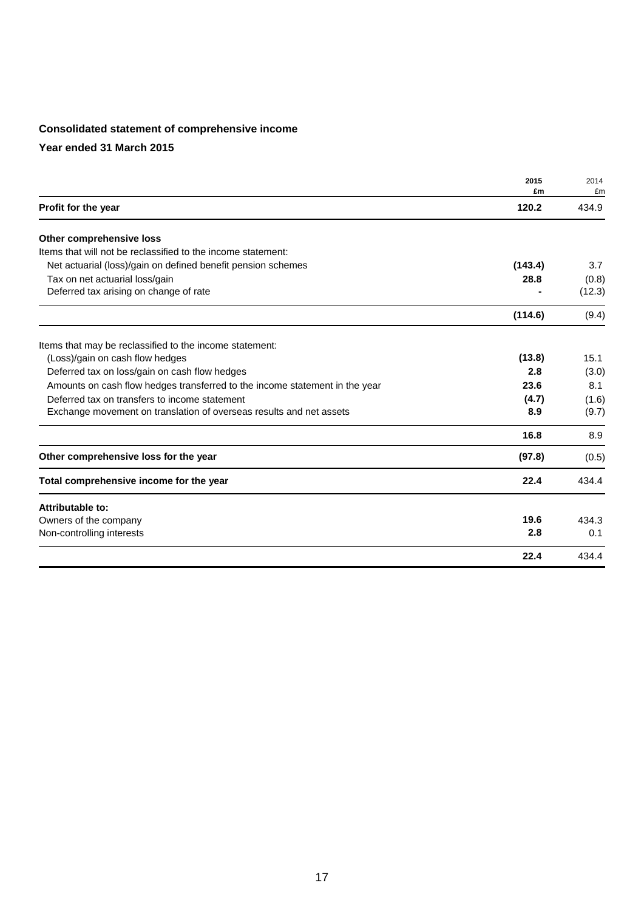## Consolidated statement of comprehensive income

### Year ended 31 March 2015

| | 2015 £m | 2014 £m |
|---|---|---|
| **Profit for the year** | **120.2** | 434.9 |
| **Other comprehensive loss** | | |
| Items that will not be reclassified to the income statement: | | |
| Net actuarial (loss)/gain on defined benefit pension schemes | **(143.4)** | 3.7 |
| Tax on net actuarial loss/gain | **28.8** | (0.8) |
| Deferred tax arising on change of rate | **-** | (12.3) |
| | **(114.6)** | (9.4) |
| Items that may be reclassified to the income statement: | | |
| (Loss)/gain on cash flow hedges | **(13.8)** | 15.1 |
| Deferred tax on loss/gain on cash flow hedges | **2.8** | (3.0) |
| Amounts on cash flow hedges transferred to the income statement in the year | **23.6** | 8.1 |
| Deferred tax on transfers to income statement | **(4.7)** | (1.6) |
| Exchange movement on translation of overseas results and net assets | **8.9** | (9.7) |
| | **16.8** | 8.9 |
| **Other comprehensive loss for the year** | **(97.8)** | (0.5) |
| **Total comprehensive income for the year** | **22.4** | 434.4 |
| **Attributable to:** | | |
| Owners of the company | **19.6** | 434.3 |
| Non-controlling interests | **2.8** | 0.1 |
| | **22.4** | 434.4 |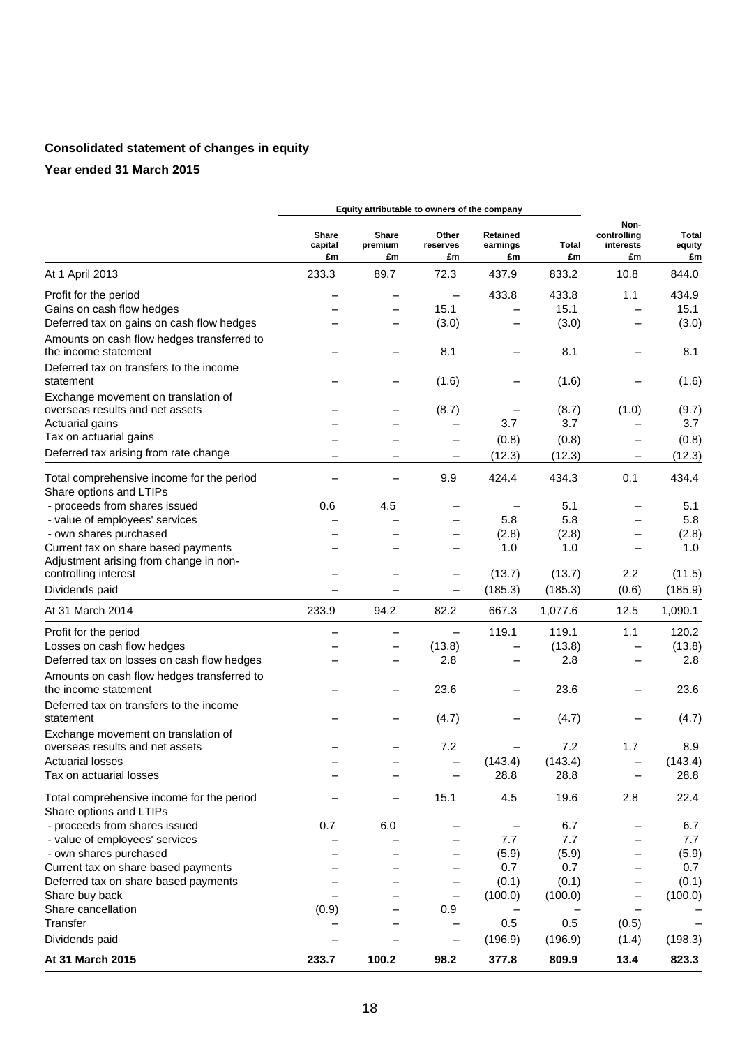**Consolidated statement of changes in equity**

**Year ended 31 March 2015**

| | Equity attributable to owners of the company | | | | | | |
|---|---|---|---|---|---|---|---|
| | Share capital £m | Share premium £m | Other reserves £m | Retained earnings £m | Total £m | Non-controlling interests £m | Total equity £m |
| At 1 April 2013 | 233.3 | 89.7 | 72.3 | 437.9 | 833.2 | 10.8 | 844.0 |
| Profit for the period | – | – | – | 433.8 | 433.8 | 1.1 | 434.9 |
| Gains on cash flow hedges | – | – | 15.1 | – | 15.1 | – | 15.1 |
| Deferred tax on gains on cash flow hedges | – | – | (3.0) | – | (3.0) | – | (3.0) |
| Amounts on cash flow hedges transferred to the income statement | – | – | 8.1 | – | 8.1 | – | 8.1 |
| Deferred tax on transfers to the income statement | – | – | (1.6) | – | (1.6) | – | (1.6) |
| Exchange movement on translation of overseas results and net assets | – | – | (8.7) | – | (8.7) | (1.0) | (9.7) |
| Actuarial gains | – | – | – | 3.7 | 3.7 | – | 3.7 |
| Tax on actuarial gains | – | – | – | (0.8) | (0.8) | – | (0.8) |
| Deferred tax arising from rate change | – | – | – | (12.3) | (12.3) | – | (12.3) |
| Total comprehensive income for the period | – | – | 9.9 | 424.4 | 434.3 | 0.1 | 434.4 |
| Share options and LTIPs | | | | | | | |
| - proceeds from shares issued | 0.6 | 4.5 | – | – | 5.1 | – | 5.1 |
| - value of employees' services | – | – | – | 5.8 | 5.8 | – | 5.8 |
| - own shares purchased | – | – | – | (2.8) | (2.8) | – | (2.8) |
| Current tax on share based payments | – | – | – | 1.0 | 1.0 | – | 1.0 |
| Adjustment arising from change in non-controlling interest | – | – | – | (13.7) | (13.7) | 2.2 | (11.5) |
| Dividends paid | – | – | – | (185.3) | (185.3) | (0.6) | (185.9) |
| At 31 March 2014 | 233.9 | 94.2 | 82.2 | 667.3 | 1,077.6 | 12.5 | 1,090.1 |
| Profit for the period | – | – | – | 119.1 | 119.1 | 1.1 | 120.2 |
| Losses on cash flow hedges | – | – | (13.8) | – | (13.8) | – | (13.8) |
| Deferred tax on losses on cash flow hedges | – | – | 2.8 | – | 2.8 | – | 2.8 |
| Amounts on cash flow hedges transferred to the income statement | – | – | 23.6 | – | 23.6 | – | 23.6 |
| Deferred tax on transfers to the income statement | – | – | (4.7) | – | (4.7) | – | (4.7) |
| Exchange movement on translation of overseas results and net assets | – | – | 7.2 | – | 7.2 | 1.7 | 8.9 |
| Actuarial losses | – | – | – | (143.4) | (143.4) | – | (143.4) |
| Tax on actuarial losses | – | – | – | 28.8 | 28.8 | – | 28.8 |
| Total comprehensive income for the period | – | – | 15.1 | 4.5 | 19.6 | 2.8 | 22.4 |
| Share options and LTIPs | | | | | | | |
| - proceeds from shares issued | 0.7 | 6.0 | – | – | 6.7 | – | 6.7 |
| - value of employees' services | – | – | – | 7.7 | 7.7 | – | 7.7 |
| - own shares purchased | – | – | – | (5.9) | (5.9) | – | (5.9) |
| Current tax on share based payments | – | – | – | 0.7 | 0.7 | – | 0.7 |
| Deferred tax on share based payments | – | – | – | (0.1) | (0.1) | – | (0.1) |
| Share buy back | – | – | – | (100.0) | (100.0) | – | (100.0) |
| Share cancellation | (0.9) | – | 0.9 | – | – | – | – |
| Transfer | – | – | – | 0.5 | 0.5 | (0.5) | – |
| Dividends paid | – | – | – | (196.9) | (196.9) | (1.4) | (198.3) |
| **At 31 March 2015** | **233.7** | **100.2** | **98.2** | **377.8** | **809.9** | **13.4** | **823.3** |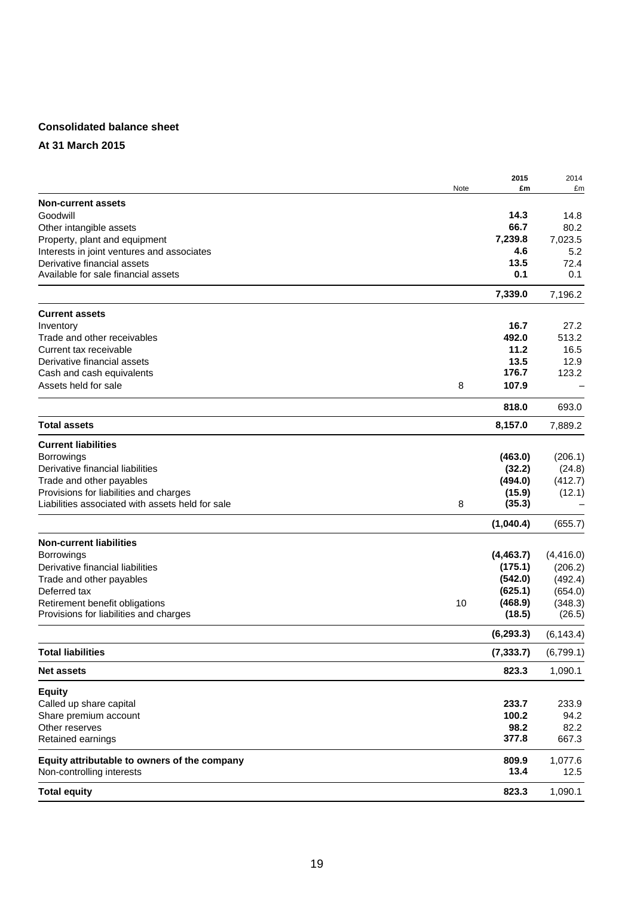## Consolidated balance sheet

### At 31 March 2015

| | Note | 2015 £m | 2014 £m |
|---|---|---|---|
| **Non-current assets** | | | |
| Goodwill | | **14.3** | 14.8 |
| Other intangible assets | | **66.7** | 80.2 |
| Property, plant and equipment | | **7,239.8** | 7,023.5 |
| Interests in joint ventures and associates | | **4.6** | 5.2 |
| Derivative financial assets | | **13.5** | 72.4 |
| Available for sale financial assets | | **0.1** | 0.1 |
| | | **7,339.0** | 7,196.2 |
| **Current assets** | | | |
| Inventory | | **16.7** | 27.2 |
| Trade and other receivables | | **492.0** | 513.2 |
| Current tax receivable | | **11.2** | 16.5 |
| Derivative financial assets | | **13.5** | 12.9 |
| Cash and cash equivalents | | **176.7** | 123.2 |
| Assets held for sale | 8 | **107.9** | – |
| | | **818.0** | 693.0 |
| **Total assets** | | **8,157.0** | 7,889.2 |
| **Current liabilities** | | | |
| Borrowings | | **(463.0)** | (206.1) |
| Derivative financial liabilities | | **(32.2)** | (24.8) |
| Trade and other payables | | **(494.0)** | (412.7) |
| Provisions for liabilities and charges | | **(15.9)** | (12.1) |
| Liabilities associated with assets held for sale | 8 | **(35.3)** | – |
| | | **(1,040.4)** | (655.7) |
| **Non-current liabilities** | | | |
| Borrowings | | **(4,463.7)** | (4,416.0) |
| Derivative financial liabilities | | **(175.1)** | (206.2) |
| Trade and other payables | | **(542.0)** | (492.4) |
| Deferred tax | | **(625.1)** | (654.0) |
| Retirement benefit obligations | 10 | **(468.9)** | (348.3) |
| Provisions for liabilities and charges | | **(18.5)** | (26.5) |
| | | **(6,293.3)** | (6,143.4) |
| **Total liabilities** | | **(7,333.7)** | (6,799.1) |
| **Net assets** | | **823.3** | 1,090.1 |
| **Equity** | | | |
| Called up share capital | | **233.7** | 233.9 |
| Share premium account | | **100.2** | 94.2 |
| Other reserves | | **98.2** | 82.2 |
| Retained earnings | | **377.8** | 667.3 |
| **Equity attributable to owners of the company** | | **809.9** | 1,077.6 |
| Non-controlling interests | | **13.4** | 12.5 |
| **Total equity** | | **823.3** | 1,090.1 |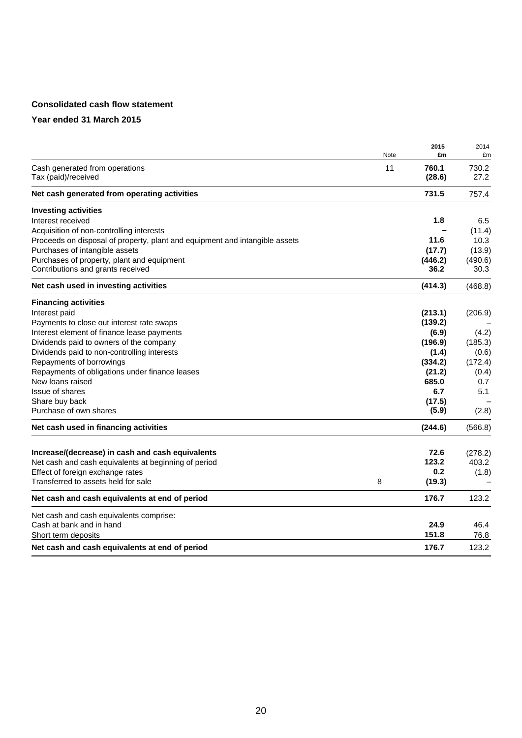**Consolidated cash flow statement**

**Year ended 31 March 2015**

| | Note | 2015 £m | 2014 £m |
|---|---|---|---|
| Cash generated from operations | 11 | **760.1** | 730.2 |
| Tax (paid)/received | | **(28.6)** | 27.2 |
| **Net cash generated from operating activities** | | **731.5** | 757.4 |
| **Investing activities** | | | |
| Interest received | | **1.8** | 6.5 |
| Acquisition of non-controlling interests | | **–** | (11.4) |
| Proceeds on disposal of property, plant and equipment and intangible assets | | **11.6** | 10.3 |
| Purchases of intangible assets | | **(17.7)** | (13.9) |
| Purchases of property, plant and equipment | | **(446.2)** | (490.6) |
| Contributions and grants received | | **36.2** | 30.3 |
| **Net cash used in investing activities** | | **(414.3)** | (468.8) |
| **Financing activities** | | | |
| Interest paid | | **(213.1)** | (206.9) |
| Payments to close out interest rate swaps | | **(139.2)** | – |
| Interest element of finance lease payments | | **(6.9)** | (4.2) |
| Dividends paid to owners of the company | | **(196.9)** | (185.3) |
| Dividends paid to non-controlling interests | | **(1.4)** | (0.6) |
| Repayments of borrowings | | **(334.2)** | (172.4) |
| Repayments of obligations under finance leases | | **(21.2)** | (0.4) |
| New loans raised | | **685.0** | 0.7 |
| Issue of shares | | **6.7** | 5.1 |
| Share buy back | | **(17.5)** | – |
| Purchase of own shares | | **(5.9)** | (2.8) |
| **Net cash used in financing activities** | | **(244.6)** | (566.8) |
| **Increase/(decrease) in cash and cash equivalents** | | **72.6** | (278.2) |
| Net cash and cash equivalents at beginning of period | | **123.2** | 403.2 |
| Effect of foreign exchange rates | | **0.2** | (1.8) |
| Transferred to assets held for sale | 8 | **(19.3)** | – |
| **Net cash and cash equivalents at end of period** | | **176.7** | 123.2 |
| Net cash and cash equivalents comprise: | | | |
| Cash at bank and in hand | | **24.9** | 46.4 |
| Short term deposits | | **151.8** | 76.8 |
| **Net cash and cash equivalents at end of period** | | **176.7** | 123.2 |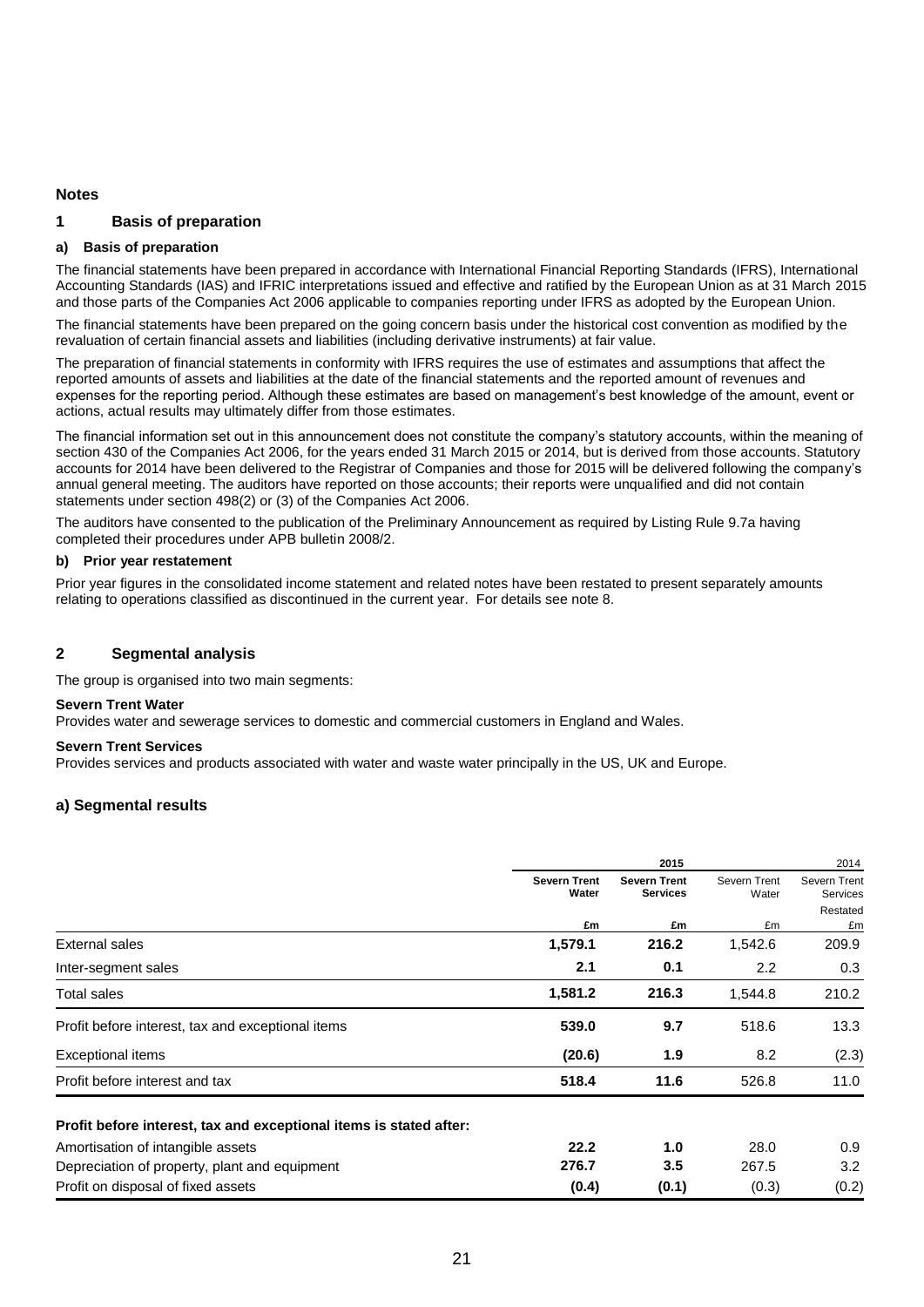## Notes

### 1 Basis of preparation

#### a) Basis of preparation

The financial statements have been prepared in accordance with International Financial Reporting Standards (IFRS), International Accounting Standards (IAS) and IFRIC interpretations issued and effective and ratified by the European Union as at 31 March 2015 and those parts of the Companies Act 2006 applicable to companies reporting under IFRS as adopted by the European Union.

The financial statements have been prepared on the going concern basis under the historical cost convention as modified by the revaluation of certain financial assets and liabilities (including derivative instruments) at fair value.

The preparation of financial statements in conformity with IFRS requires the use of estimates and assumptions that affect the reported amounts of assets and liabilities at the date of the financial statements and the reported amount of revenues and expenses for the reporting period. Although these estimates are based on management's best knowledge of the amount, event or actions, actual results may ultimately differ from those estimates.

The financial information set out in this announcement does not constitute the company's statutory accounts, within the meaning of section 430 of the Companies Act 2006, for the years ended 31 March 2015 or 2014, but is derived from those accounts. Statutory accounts for 2014 have been delivered to the Registrar of Companies and those for 2015 will be delivered following the company's annual general meeting. The auditors have reported on those accounts; their reports were unqualified and did not contain statements under section 498(2) or (3) of the Companies Act 2006.

The auditors have consented to the publication of the Preliminary Announcement as required by Listing Rule 9.7a having completed their procedures under APB bulletin 2008/2.

#### b) Prior year restatement

Prior year figures in the consolidated income statement and related notes have been restated to present separately amounts relating to operations classified as discontinued in the current year. For details see note 8.

### 2 Segmental analysis

The group is organised into two main segments:

**Severn Trent Water**
Provides water and sewerage services to domestic and commercial customers in England and Wales.

**Severn Trent Services**
Provides services and products associated with water and waste water principally in the US, UK and Europe.

### a) Segmental results

| | **2015** | | 2014 | |
|---|---|---|---|---|
| | **Severn Trent Water** | **Severn Trent Services** | Severn Trent Water | Severn Trent Services Restated |
| | **£m** | **£m** | £m | £m |
| External sales | **1,579.1** | **216.2** | 1,542.6 | 209.9 |
| Inter-segment sales | **2.1** | **0.1** | 2.2 | 0.3 |
| Total sales | **1,581.2** | **216.3** | 1,544.8 | 210.2 |
| Profit before interest, tax and exceptional items | **539.0** | **9.7** | 518.6 | 13.3 |
| Exceptional items | **(20.6)** | **1.9** | 8.2 | (2.3) |
| Profit before interest and tax | **518.4** | **11.6** | 526.8 | 11.0 |
| **Profit before interest, tax and exceptional items is stated after:** | | | | |
| Amortisation of intangible assets | **22.2** | **1.0** | 28.0 | 0.9 |
| Depreciation of property, plant and equipment | **276.7** | **3.5** | 267.5 | 3.2 |
| Profit on disposal of fixed assets | **(0.4)** | **(0.1)** | (0.3) | (0.2) |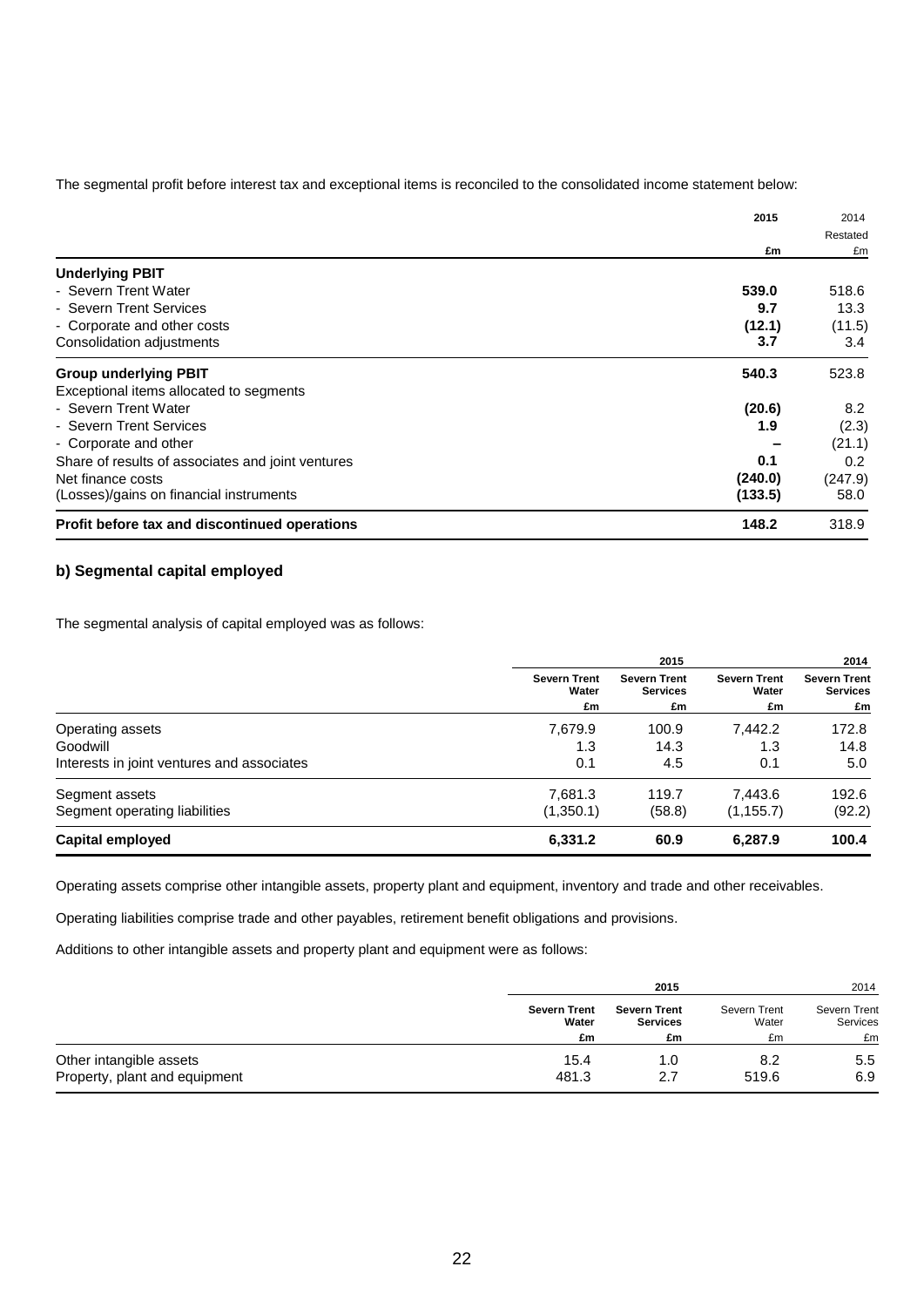The segmental profit before interest tax and exceptional items is reconciled to the consolidated income statement below:

| | 2015 | 2014 Restated |
|---|---|---|
| | £m | £m |
| **Underlying PBIT** | | |
| - Severn Trent Water | **539.0** | 518.6 |
| - Severn Trent Services | **9.7** | 13.3 |
| - Corporate and other costs | **(12.1)** | (11.5) |
| Consolidation adjustments | **3.7** | 3.4 |
| **Group underlying PBIT** | **540.3** | 523.8 |
| Exceptional items allocated to segments | | |
| - Severn Trent Water | **(20.6)** | 8.2 |
| - Severn Trent Services | **1.9** | (2.3) |
| - Corporate and other | **–** | (21.1) |
| Share of results of associates and joint ventures | **0.1** | 0.2 |
| Net finance costs | **(240.0)** | (247.9) |
| (Losses)/gains on financial instruments | **(133.5)** | 58.0 |
| **Profit before tax and discontinued operations** | **148.2** | 318.9 |

### b) Segmental capital employed

The segmental analysis of capital employed was as follows:

| | 2015 | | 2014 | |
|---|---|---|---|---|
| | Severn Trent Water | Severn Trent Services | Severn Trent Water | Severn Trent Services |
| | £m | £m | £m | £m |
| Operating assets | 7,679.9 | 100.9 | 7,442.2 | 172.8 |
| Goodwill | 1.3 | 14.3 | 1.3 | 14.8 |
| Interests in joint ventures and associates | 0.1 | 4.5 | 0.1 | 5.0 |
| Segment assets | 7,681.3 | 119.7 | 7,443.6 | 192.6 |
| Segment operating liabilities | (1,350.1) | (58.8) | (1,155.7) | (92.2) |
| **Capital employed** | **6,331.2** | **60.9** | **6,287.9** | **100.4** |

Operating assets comprise other intangible assets, property plant and equipment, inventory and trade and other receivables.

Operating liabilities comprise trade and other payables, retirement benefit obligations and provisions.

Additions to other intangible assets and property plant and equipment were as follows:

| | 2015 | | 2014 | |
|---|---|---|---|---|
| | Severn Trent Water | Severn Trent Services | Severn Trent Water | Severn Trent Services |
| | £m | £m | £m | £m |
| Other intangible assets | 15.4 | 1.0 | 8.2 | 5.5 |
| Property, plant and equipment | 481.3 | 2.7 | 519.6 | 6.9 |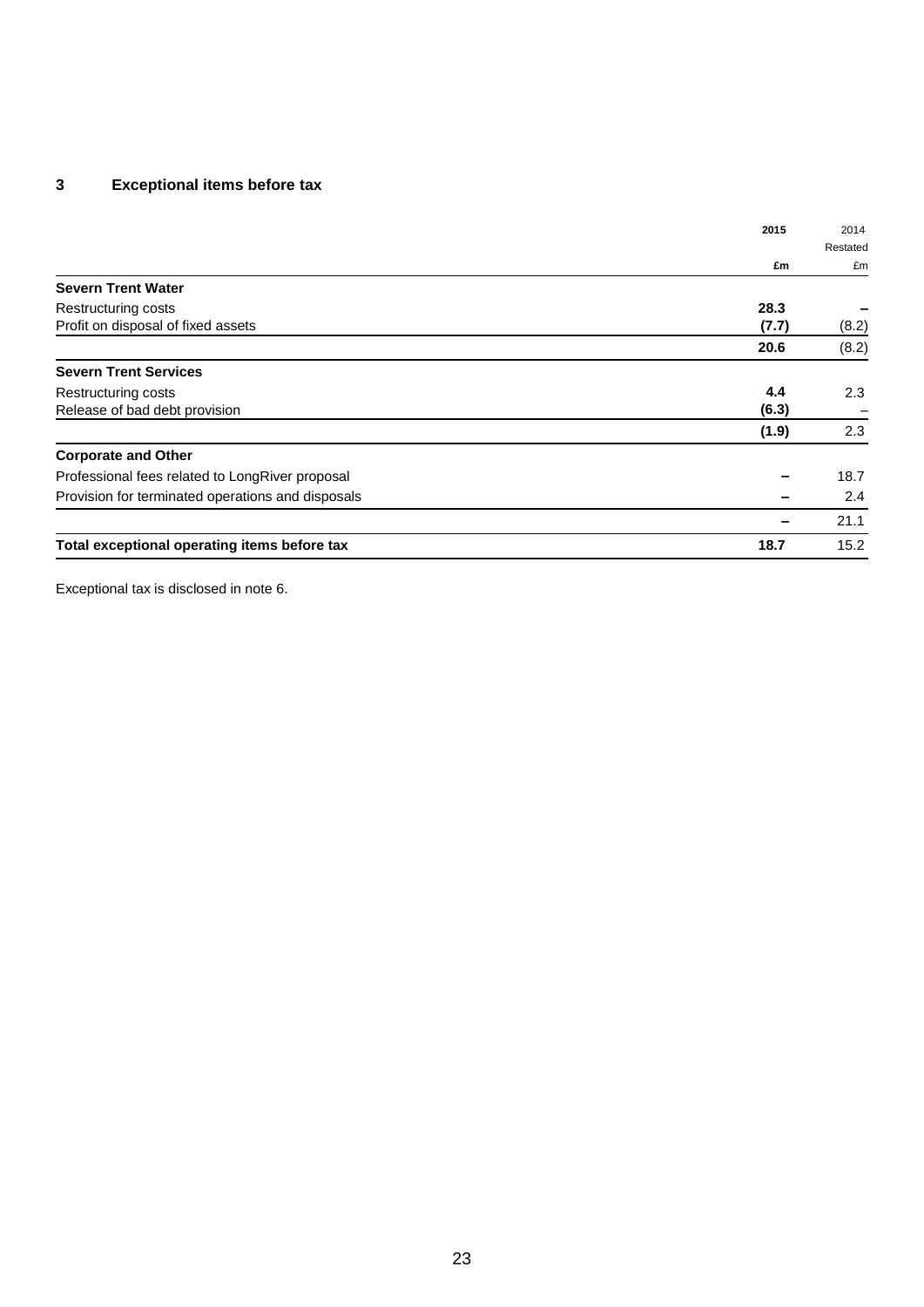## 3 Exceptional items before tax

| | 2015 | 2014 Restated |
|---|---|---|
| | £m | £m |
| **Severn Trent Water** | | |
| Restructuring costs | **28.3** | – |
| Profit on disposal of fixed assets | **(7.7)** | (8.2) |
| | **20.6** | (8.2) |
| **Severn Trent Services** | | |
| Restructuring costs | **4.4** | 2.3 |
| Release of bad debt provision | **(6.3)** | – |
| | **(1.9)** | 2.3 |
| **Corporate and Other** | | |
| Professional fees related to LongRiver proposal | **–** | 18.7 |
| Provision for terminated operations and disposals | **–** | 2.4 |
| | **–** | 21.1 |
| **Total exceptional operating items before tax** | **18.7** | 15.2 |

Exceptional tax is disclosed in note 6.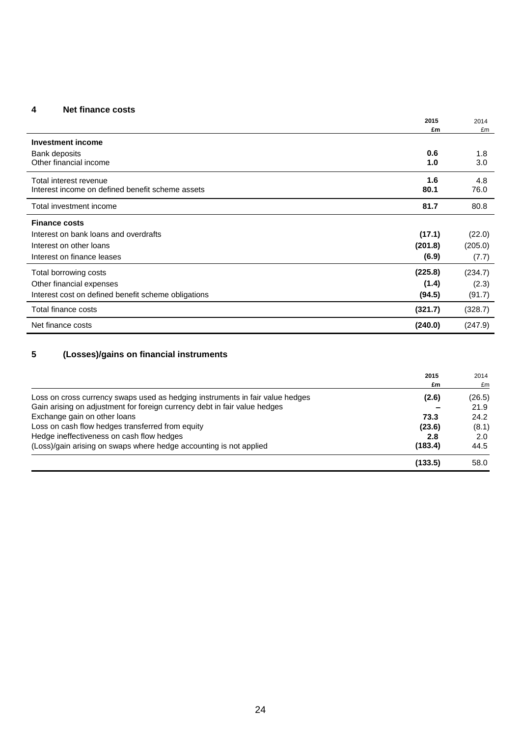## 4 Net finance costs

| | 2015 £m | 2014 £m |
|---|---|---|
| **Investment income** | | |
| Bank deposits | **0.6** | 1.8 |
| Other financial income | **1.0** | 3.0 |
| Total interest revenue | **1.6** | 4.8 |
| Interest income on defined benefit scheme assets | **80.1** | 76.0 |
| Total investment income | **81.7** | 80.8 |
| **Finance costs** | | |
| Interest on bank loans and overdrafts | **(17.1)** | (22.0) |
| Interest on other loans | **(201.8)** | (205.0) |
| Interest on finance leases | **(6.9)** | (7.7) |
| Total borrowing costs | **(225.8)** | (234.7) |
| Other financial expenses | **(1.4)** | (2.3) |
| Interest cost on defined benefit scheme obligations | **(94.5)** | (91.7) |
| Total finance costs | **(321.7)** | (328.7) |
| Net finance costs | **(240.0)** | (247.9) |

## 5 (Losses)/gains on financial instruments

| | 2015 £m | 2014 £m |
|---|---|---|
| Loss on cross currency swaps used as hedging instruments in fair value hedges | **(2.6)** | (26.5) |
| Gain arising on adjustment for foreign currency debt in fair value hedges | **–** | 21.9 |
| Exchange gain on other loans | **73.3** | 24.2 |
| Loss on cash flow hedges transferred from equity | **(23.6)** | (8.1) |
| Hedge ineffectiveness on cash flow hedges | **2.8** | 2.0 |
| (Loss)/gain arising on swaps where hedge accounting is not applied | **(183.4)** | 44.5 |
| | **(133.5)** | 58.0 |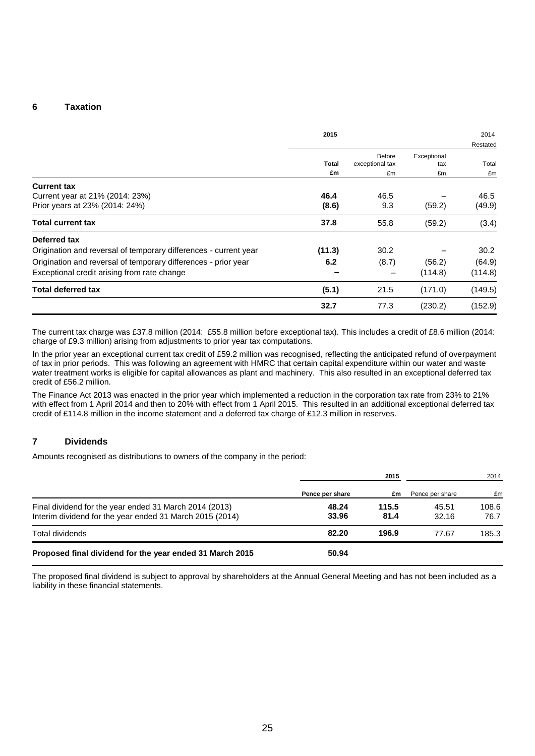## 6 Taxation

| | 2015 | | | 2014 Restated |
|---|---|---|---|---|
| | **Total** | Before exceptional tax | Exceptional tax | Total |
| | **£m** | £m | £m | £m |
| **Current tax** | | | | |
| Current year at 21% (2014: 23%) | **46.4** | 46.5 | – | 46.5 |
| Prior years at 23% (2014: 24%) | **(8.6)** | 9.3 | (59.2) | (49.9) |
| **Total current tax** | **37.8** | 55.8 | (59.2) | (3.4) |
| **Deferred tax** | | | | |
| Origination and reversal of temporary differences - current year | **(11.3)** | 30.2 | – | 30.2 |
| Origination and reversal of temporary differences - prior year | **6.2** | (8.7) | (56.2) | (64.9) |
| Exceptional credit arising from rate change | **–** | – | (114.8) | (114.8) |
| **Total deferred tax** | **(5.1)** | 21.5 | (171.0) | (149.5) |
| | **32.7** | 77.3 | (230.2) | (152.9) |

The current tax charge was £37.8 million (2014: £55.8 million before exceptional tax). This includes a credit of £8.6 million (2014: charge of £9.3 million) arising from adjustments to prior year tax computations.

In the prior year an exceptional current tax credit of £59.2 million was recognised, reflecting the anticipated refund of overpayment of tax in prior periods. This was following an agreement with HMRC that certain capital expenditure within our water and waste water treatment works is eligible for capital allowances as plant and machinery. This also resulted in an exceptional deferred tax credit of £56.2 million.

The Finance Act 2013 was enacted in the prior year which implemented a reduction in the corporation tax rate from 23% to 21% with effect from 1 April 2014 and then to 20% with effect from 1 April 2015. This resulted in an additional exceptional deferred tax credit of £114.8 million in the income statement and a deferred tax charge of £12.3 million in reserves.

## 7 Dividends

Amounts recognised as distributions to owners of the company in the period:

| | 2015 | | 2014 | |
|---|---|---|---|---|
| | **Pence per share** | **£m** | Pence per share | £m |
| Final dividend for the year ended 31 March 2014 (2013) | **48.24** | **115.5** | 45.51 | 108.6 |
| Interim dividend for the year ended 31 March 2015 (2014) | **33.96** | **81.4** | 32.16 | 76.7 |
| Total dividends | **82.20** | **196.9** | 77.67 | 185.3 |
| **Proposed final dividend for the year ended 31 March 2015** | **50.94** | | | |

The proposed final dividend is subject to approval by shareholders at the Annual General Meeting and has not been included as a liability in these financial statements.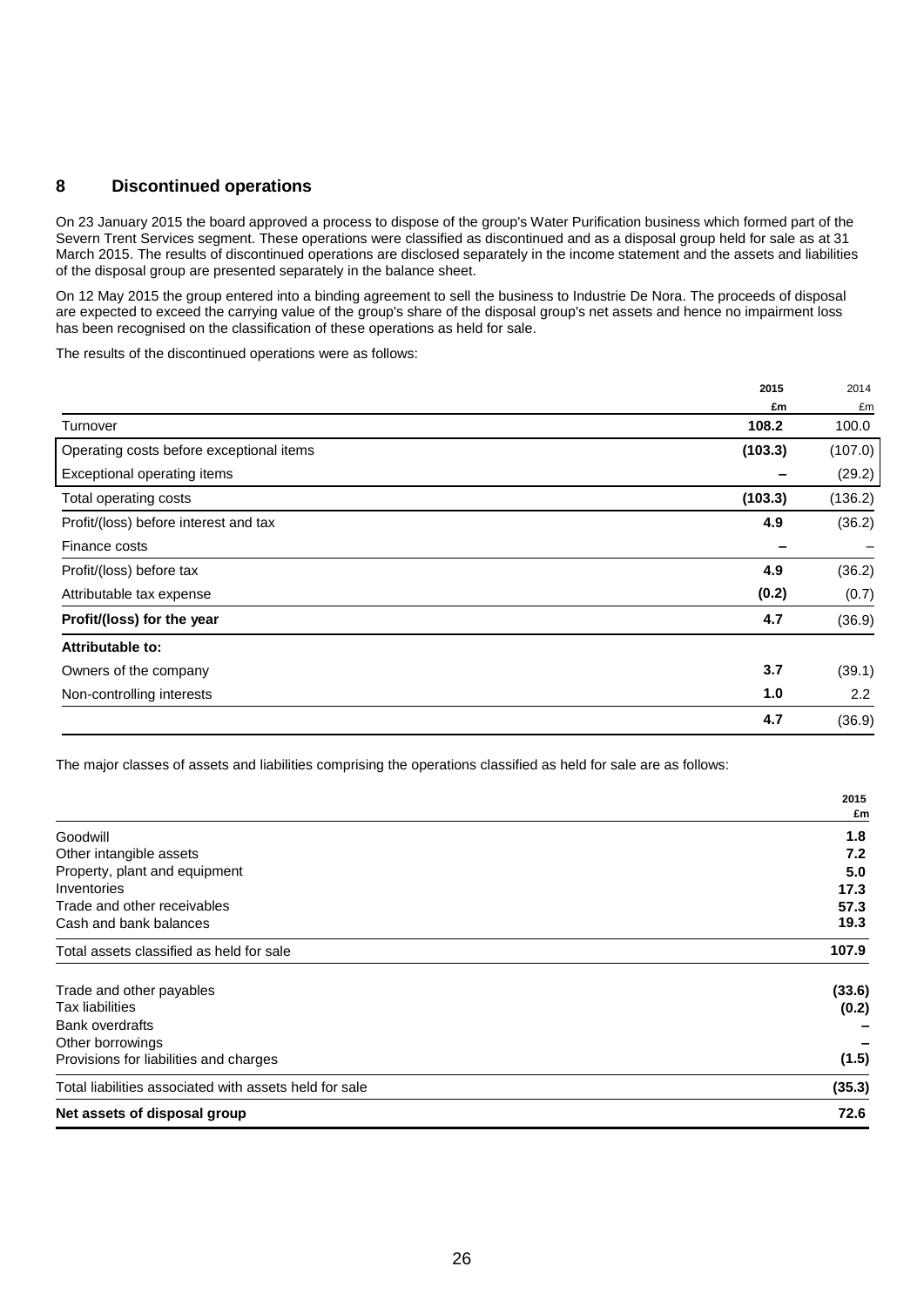## 8 Discontinued operations

On 23 January 2015 the board approved a process to dispose of the group's Water Purification business which formed part of the Severn Trent Services segment. These operations were classified as discontinued and as a disposal group held for sale as at 31 March 2015. The results of discontinued operations are disclosed separately in the income statement and the assets and liabilities of the disposal group are presented separately in the balance sheet.

On 12 May 2015 the group entered into a binding agreement to sell the business to Industrie De Nora. The proceeds of disposal are expected to exceed the carrying value of the group's share of the disposal group's net assets and hence no impairment loss has been recognised on the classification of these operations as held for sale.

The results of the discontinued operations were as follows:

| | **2015** | 2014 |
|---|---|---|
| | **£m** | £m |
| Turnover | **108.2** | 100.0 |
| Operating costs before exceptional items | **(103.3)** | (107.0) |
| Exceptional operating items | **–** | (29.2) |
| Total operating costs | **(103.3)** | (136.2) |
| Profit/(loss) before interest and tax | **4.9** | (36.2) |
| Finance costs | **–** | – |
| Profit/(loss) before tax | **4.9** | (36.2) |
| Attributable tax expense | **(0.2)** | (0.7) |
| **Profit/(loss) for the year** | **4.7** | (36.9) |
| **Attributable to:** | | |
| Owners of the company | **3.7** | (39.1) |
| Non-controlling interests | **1.0** | 2.2 |
| | **4.7** | (36.9) |

The major classes of assets and liabilities comprising the operations classified as held for sale are as follows:

| | **2015** |
|---|---|
| | **£m** |
| Goodwill | **1.8** |
| Other intangible assets | **7.2** |
| Property, plant and equipment | **5.0** |
| Inventories | **17.3** |
| Trade and other receivables | **57.3** |
| Cash and bank balances | **19.3** |
| Total assets classified as held for sale | **107.9** |
| Trade and other payables | **(33.6)** |
| Tax liabilities | **(0.2)** |
| Bank overdrafts | **–** |
| Other borrowings | **–** |
| Provisions for liabilities and charges | **(1.5)** |
| Total liabilities associated with assets held for sale | **(35.3)** |
| **Net assets of disposal group** | **72.6** |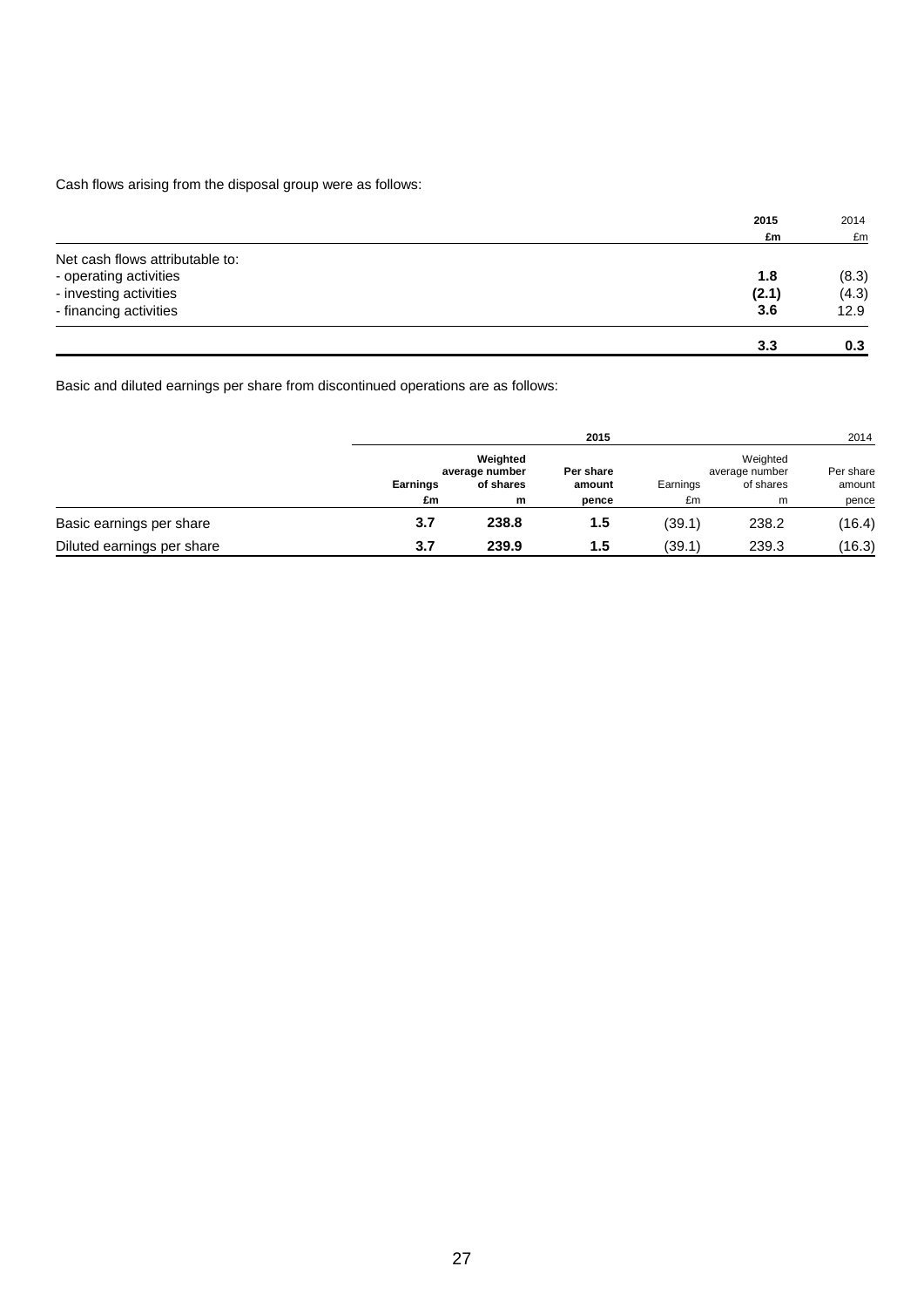Cash flows arising from the disposal group were as follows:

| | 2015 | 2014 |
|---|---|---|
| | £m | £m |
| Net cash flows attributable to: | | |
| - operating activities | 1.8 | (8.3) |
| - investing activities | (2.1) | (4.3) |
| - financing activities | 3.6 | 12.9 |
| | 3.3 | 0.3 |

Basic and diluted earnings per share from discontinued operations are as follows:

| | 2015 | | | 2014 | | |
|---|---|---|---|---|---|---|
| | Earnings | Weighted average number of shares | Per share amount | Earnings | Weighted average number of shares | Per share amount |
| | £m | m | pence | £m | m | pence |
| Basic earnings per share | 3.7 | 238.8 | 1.5 | (39.1) | 238.2 | (16.4) |
| Diluted earnings per share | 3.7 | 239.9 | 1.5 | (39.1) | 239.3 | (16.3) |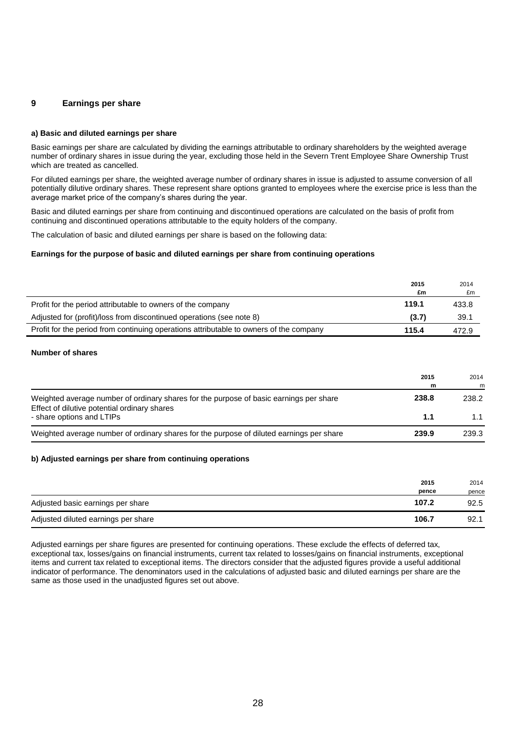## 9 Earnings per share

**a) Basic and diluted earnings per share**

Basic earnings per share are calculated by dividing the earnings attributable to ordinary shareholders by the weighted average number of ordinary shares in issue during the year, excluding those held in the Severn Trent Employee Share Ownership Trust which are treated as cancelled.

For diluted earnings per share, the weighted average number of ordinary shares in issue is adjusted to assume conversion of all potentially dilutive ordinary shares. These represent share options granted to employees where the exercise price is less than the average market price of the company's shares during the year.

Basic and diluted earnings per share from continuing and discontinued operations are calculated on the basis of profit from continuing and discontinued operations attributable to the equity holders of the company.

The calculation of basic and diluted earnings per share is based on the following data:

**Earnings for the purpose of basic and diluted earnings per share from continuing operations**

| | **2015** **£m** | 2014 £m |
|---|---|---|
| Profit for the period attributable to owners of the company | **119.1** | 433.8 |
| Adjusted for (profit)/loss from discontinued operations (see note 8) | **(3.7)** | 39.1 |
| Profit for the period from continuing operations attributable to owners of the company | **115.4** | 472.9 |

**Number of shares**

| | **2015** **m** | 2014 m |
|---|---|---|
| Weighted average number of ordinary shares for the purpose of basic earnings per share | **238.8** | 238.2 |
| Effect of dilutive potential ordinary shares<br>- share options and LTIPs | **1.1** | 1.1 |
| Weighted average number of ordinary shares for the purpose of diluted earnings per share | **239.9** | 239.3 |

**b) Adjusted earnings per share from continuing operations**

| | **2015** **pence** | 2014 pence |
|---|---|---|
| Adjusted basic earnings per share | **107.2** | 92.5 |
| Adjusted diluted earnings per share | **106.7** | 92.1 |

Adjusted earnings per share figures are presented for continuing operations. These exclude the effects of deferred tax, exceptional tax, losses/gains on financial instruments, current tax related to losses/gains on financial instruments, exceptional items and current tax related to exceptional items. The directors consider that the adjusted figures provide a useful additional indicator of performance. The denominators used in the calculations of adjusted basic and diluted earnings per share are the same as those used in the unadjusted figures set out above.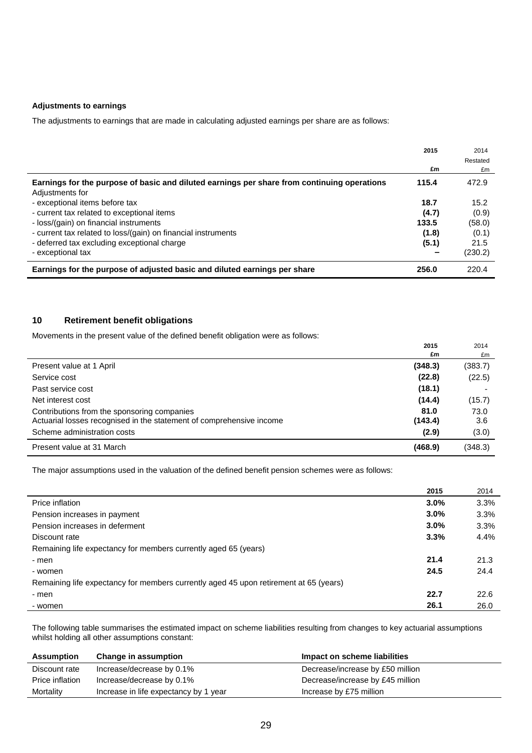**Adjustments to earnings**

The adjustments to earnings that are made in calculating adjusted earnings per share are as follows:

| | 2015<br>£m | 2014<br>Restated<br>£m |
|---|---|---|
| **Earnings for the purpose of basic and diluted earnings per share from continuing operations** | **115.4** | 472.9 |
| Adjustments for | | |
| - exceptional items before tax | **18.7** | 15.2 |
| - current tax related to exceptional items | **(4.7)** | (0.9) |
| - loss/(gain) on financial instruments | **133.5** | (58.0) |
| - current tax related to loss/(gain) on financial instruments | **(1.8)** | (0.1) |
| - deferred tax excluding exceptional charge | **(5.1)** | 21.5 |
| - exceptional tax | **–** | (230.2) |
| **Earnings for the purpose of adjusted basic and diluted earnings per share** | **256.0** | 220.4 |

## 10 Retirement benefit obligations

Movements in the present value of the defined benefit obligation were as follows:

| | 2015<br>£m | 2014<br>£m |
|---|---|---|
| Present value at 1 April | **(348.3)** | (383.7) |
| Service cost | **(22.8)** | (22.5) |
| Past service cost | **(18.1)** | - |
| Net interest cost | **(14.4)** | (15.7) |
| Contributions from the sponsoring companies | **81.0** | 73.0 |
| Actuarial losses recognised in the statement of comprehensive income | **(143.4)** | 3.6 |
| Scheme administration costs | **(2.9)** | (3.0) |
| Present value at 31 March | **(468.9)** | (348.3) |

The major assumptions used in the valuation of the defined benefit pension schemes were as follows:

| | 2015 | 2014 |
|---|---|---|
| Price inflation | **3.0%** | 3.3% |
| Pension increases in payment | **3.0%** | 3.3% |
| Pension increases in deferment | **3.0%** | 3.3% |
| Discount rate | **3.3%** | 4.4% |
| Remaining life expectancy for members currently aged 65 (years) | | |
| - men | **21.4** | 21.3 |
| - women | **24.5** | 24.4 |
| Remaining life expectancy for members currently aged 45 upon retirement at 65 (years) | | |
| - men | **22.7** | 22.6 |
| - women | **26.1** | 26.0 |

The following table summarises the estimated impact on scheme liabilities resulting from changes to key actuarial assumptions whilst holding all other assumptions constant:

| Assumption | Change in assumption | Impact on scheme liabilities |
|---|---|---|
| Discount rate | Increase/decrease by 0.1% | Decrease/increase by £50 million |
| Price inflation | Increase/decrease by 0.1% | Decrease/increase by £45 million |
| Mortality | Increase in life expectancy by 1 year | Increase by £75 million |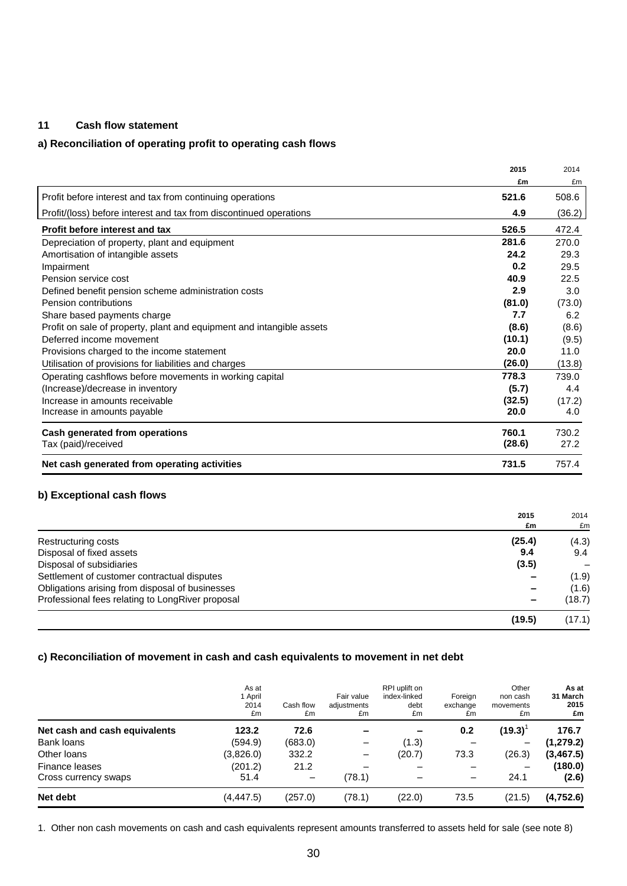## 11 Cash flow statement

### a) Reconciliation of operating profit to operating cash flows

| | 2015 £m | 2014 £m |
|---|---|---|
| Profit before interest and tax from continuing operations | **521.6** | 508.6 |
| Profit/(loss) before interest and tax from discontinued operations | **4.9** | (36.2) |
| **Profit before interest and tax** | **526.5** | 472.4 |
| Depreciation of property, plant and equipment | **281.6** | 270.0 |
| Amortisation of intangible assets | **24.2** | 29.3 |
| Impairment | **0.2** | 29.5 |
| Pension service cost | **40.9** | 22.5 |
| Defined benefit pension scheme administration costs | **2.9** | 3.0 |
| Pension contributions | **(81.0)** | (73.0) |
| Share based payments charge | **7.7** | 6.2 |
| Profit on sale of property, plant and equipment and intangible assets | **(8.6)** | (8.6) |
| Deferred income movement | **(10.1)** | (9.5) |
| Provisions charged to the income statement | **20.0** | 11.0 |
| Utilisation of provisions for liabilities and charges | **(26.0)** | (13.8) |
| Operating cashflows before movements in working capital | **778.3** | 739.0 |
| (Increase)/decrease in inventory | **(5.7)** | 4.4 |
| Increase in amounts receivable | **(32.5)** | (17.2) |
| Increase in amounts payable | **20.0** | 4.0 |
| **Cash generated from operations** | **760.1** | 730.2 |
| Tax (paid)/received | **(28.6)** | 27.2 |
| **Net cash generated from operating activities** | **731.5** | 757.4 |

### b) Exceptional cash flows

| | 2015 £m | 2014 £m |
|---|---|---|
| Restructuring costs | **(25.4)** | (4.3) |
| Disposal of fixed assets | **9.4** | 9.4 |
| Disposal of subsidiaries | **(3.5)** | – |
| Settlement of customer contractual disputes | **–** | (1.9) |
| Obligations arising from disposal of businesses | **–** | (1.6) |
| Professional fees relating to LongRiver proposal | **–** | (18.7) |
| | **(19.5)** | (17.1) |

### c) Reconciliation of movement in cash and cash equivalents to movement in net debt

| | As at 1 April 2014 £m | Cash flow £m | Fair value adjustments £m | RPI uplift on index-linked debt £m | Foreign exchange £m | Other non cash movements £m | As at 31 March 2015 £m |
|---|---|---|---|---|---|---|---|
| **Net cash and cash equivalents** | **123.2** | **72.6** | **–** | **–** | **0.2** | **(19.3)**[1] | **176.7** |
| Bank loans | (594.9) | (683.0) | – | (1.3) | – | – | **(1,279.2)** |
| Other loans | (3,826.0) | 332.2 | – | (20.7) | 73.3 | (26.3) | **(3,467.5)** |
| Finance leases | (201.2) | 21.2 | – | – | – | – | **(180.0)** |
| Cross currency swaps | 51.4 | – | (78.1) | – | – | 24.1 | **(2.6)** |
| **Net debt** | (4,447.5) | (257.0) | (78.1) | (22.0) | 73.5 | (21.5) | **(4,752.6)** |

1. Other non cash movements on cash and cash equivalents represent amounts transferred to assets held for sale (see note 8)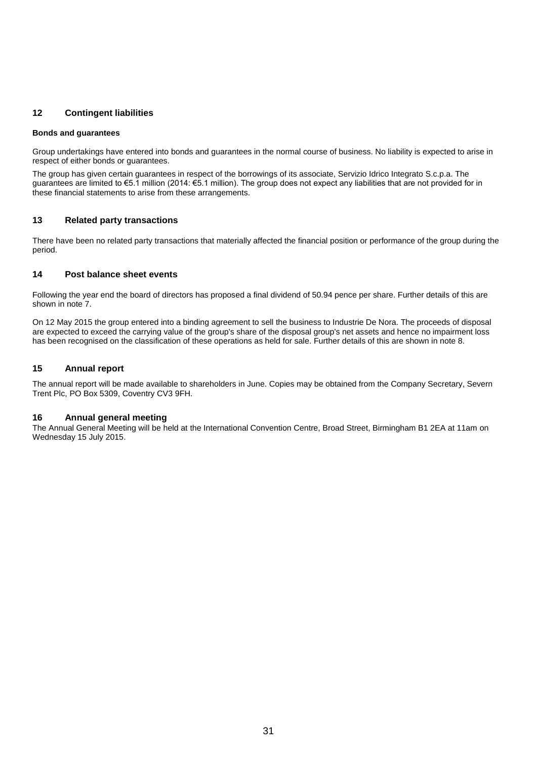## 12 Contingent liabilities

**Bonds and guarantees**

Group undertakings have entered into bonds and guarantees in the normal course of business. No liability is expected to arise in respect of either bonds or guarantees.

The group has given certain guarantees in respect of the borrowings of its associate, Servizio Idrico Integrato S.c.p.a. The guarantees are limited to €5.1 million (2014: €5.1 million). The group does not expect any liabilities that are not provided for in these financial statements to arise from these arrangements.

## 13 Related party transactions

There have been no related party transactions that materially affected the financial position or performance of the group during the period.

## 14 Post balance sheet events

Following the year end the board of directors has proposed a final dividend of 50.94 pence per share. Further details of this are shown in note 7.

On 12 May 2015 the group entered into a binding agreement to sell the business to Industrie De Nora. The proceeds of disposal are expected to exceed the carrying value of the group's share of the disposal group's net assets and hence no impairment loss has been recognised on the classification of these operations as held for sale. Further details of this are shown in note 8.

## 15 Annual report

The annual report will be made available to shareholders in June. Copies may be obtained from the Company Secretary, Severn Trent Plc, PO Box 5309, Coventry CV3 9FH.

## 16 Annual general meeting

The Annual General Meeting will be held at the International Convention Centre, Broad Street, Birmingham B1 2EA at 11am on Wednesday 15 July 2015.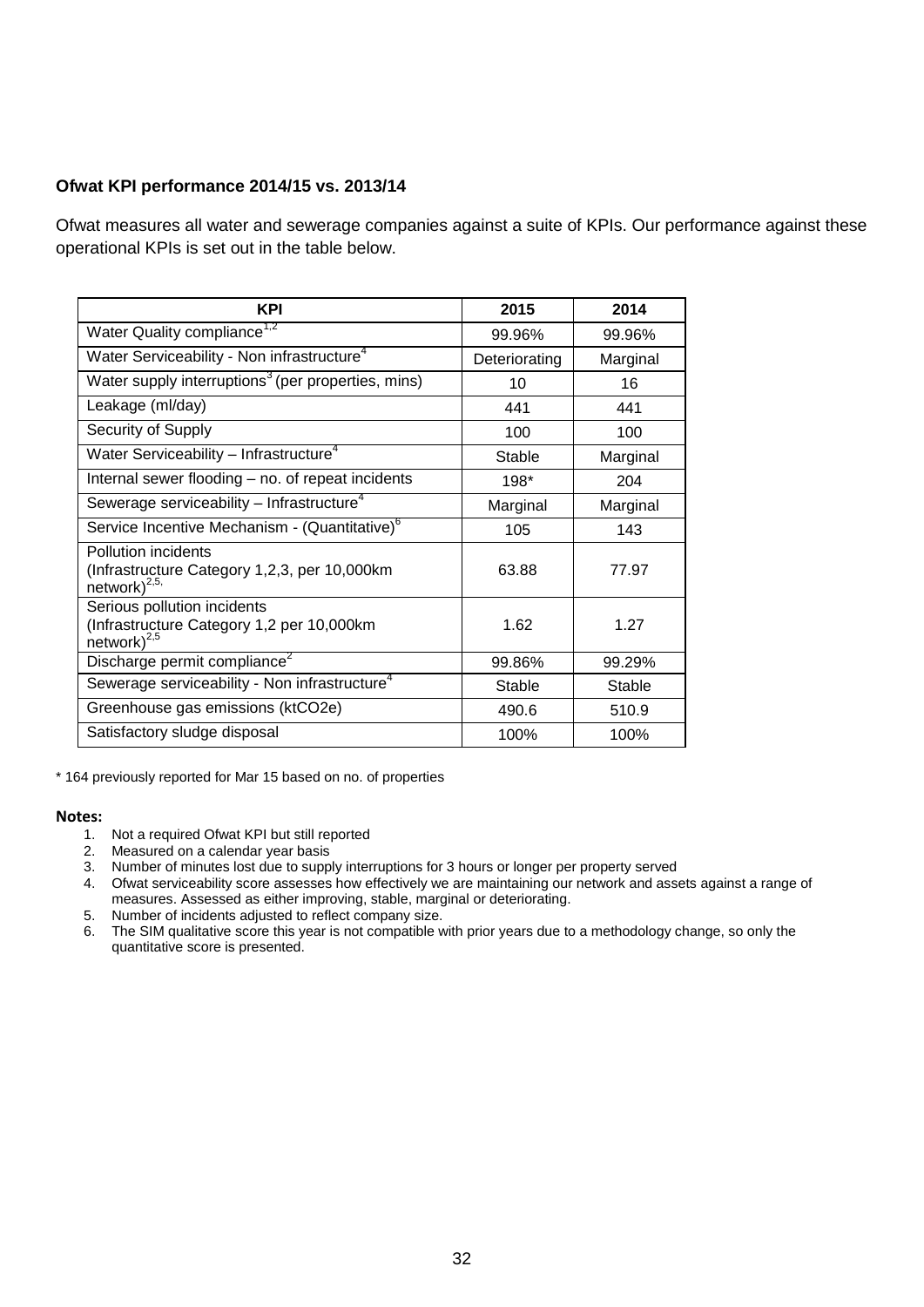**Ofwat KPI performance 2014/15 vs. 2013/14**

Ofwat measures all water and sewerage companies against a suite of KPIs. Our performance against these operational KPIs is set out in the table below.

| KPI | 2015 | 2014 |
|---|---|---|
| Water Quality compliance[1,2] | 99.96% | 99.96% |
| Water Serviceability - Non infrastructure[4] | Deteriorating | Marginal |
| Water supply interruptions[3] (per properties, mins) | 10 | 16 |
| Leakage (ml/day) | 441 | 441 |
| Security of Supply | 100 | 100 |
| Water Serviceability – Infrastructure[4] | Stable | Marginal |
| Internal sewer flooding – no. of repeat incidents | 198* | 204 |
| Sewerage serviceability – Infrastructure[4] | Marginal | Marginal |
| Service Incentive Mechanism - (Quantitative)[6] | 105 | 143 |
| Pollution incidents (Infrastructure Category 1,2,3, per 10,000km network)[2,5,] | 63.88 | 77.97 |
| Serious pollution incidents (Infrastructure Category 1,2 per 10,000km network)[2,5] | 1.62 | 1.27 |
| Discharge permit compliance[2] | 99.86% | 99.29% |
| Sewerage serviceability - Non infrastructure[4] | Stable | Stable |
| Greenhouse gas emissions (ktCO2e) | 490.6 | 510.9 |
| Satisfactory sludge disposal | 100% | 100% |

* 164 previously reported for Mar 15 based on no. of properties

**Notes:**

1. Not a required Ofwat KPI but still reported
2. Measured on a calendar year basis
3. Number of minutes lost due to supply interruptions for 3 hours or longer per property served
4. Ofwat serviceability score assesses how effectively we are maintaining our network and assets against a range of measures. Assessed as either improving, stable, marginal or deteriorating.
5. Number of incidents adjusted to reflect company size.
6. The SIM qualitative score this year is not compatible with prior years due to a methodology change, so only the quantitative score is presented.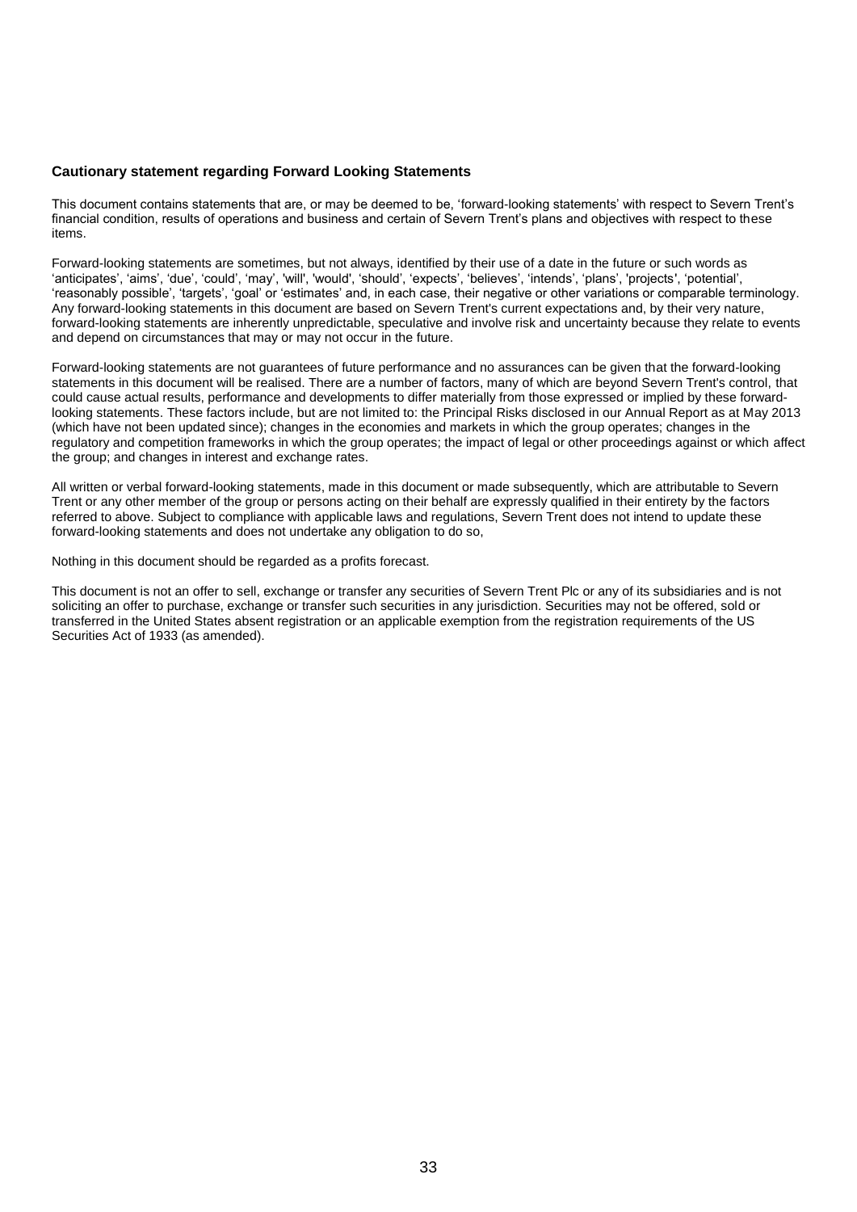**Cautionary statement regarding Forward Looking Statements**

This document contains statements that are, or may be deemed to be, 'forward-looking statements' with respect to Severn Trent's financial condition, results of operations and business and certain of Severn Trent's plans and objectives with respect to these items.

Forward-looking statements are sometimes, but not always, identified by their use of a date in the future or such words as 'anticipates', 'aims', 'due', 'could', 'may', 'will', 'would', 'should', 'expects', 'believes', 'intends', 'plans', 'projects', 'potential', 'reasonably possible', 'targets', 'goal' or 'estimates' and, in each case, their negative or other variations or comparable terminology. Any forward-looking statements in this document are based on Severn Trent's current expectations and, by their very nature, forward-looking statements are inherently unpredictable, speculative and involve risk and uncertainty because they relate to events and depend on circumstances that may or may not occur in the future.

Forward-looking statements are not guarantees of future performance and no assurances can be given that the forward-looking statements in this document will be realised. There are a number of factors, many of which are beyond Severn Trent's control, that could cause actual results, performance and developments to differ materially from those expressed or implied by these forward-looking statements. These factors include, but are not limited to: the Principal Risks disclosed in our Annual Report as at May 2013 (which have not been updated since); changes in the economies and markets in which the group operates; changes in the regulatory and competition frameworks in which the group operates; the impact of legal or other proceedings against or which affect the group; and changes in interest and exchange rates.

All written or verbal forward-looking statements, made in this document or made subsequently, which are attributable to Severn Trent or any other member of the group or persons acting on their behalf are expressly qualified in their entirety by the factors referred to above. Subject to compliance with applicable laws and regulations, Severn Trent does not intend to update these forward-looking statements and does not undertake any obligation to do so,

Nothing in this document should be regarded as a profits forecast.

This document is not an offer to sell, exchange or transfer any securities of Severn Trent Plc or any of its subsidiaries and is not soliciting an offer to purchase, exchange or transfer such securities in any jurisdiction. Securities may not be offered, sold or transferred in the United States absent registration or an applicable exemption from the registration requirements of the US Securities Act of 1933 (as amended).